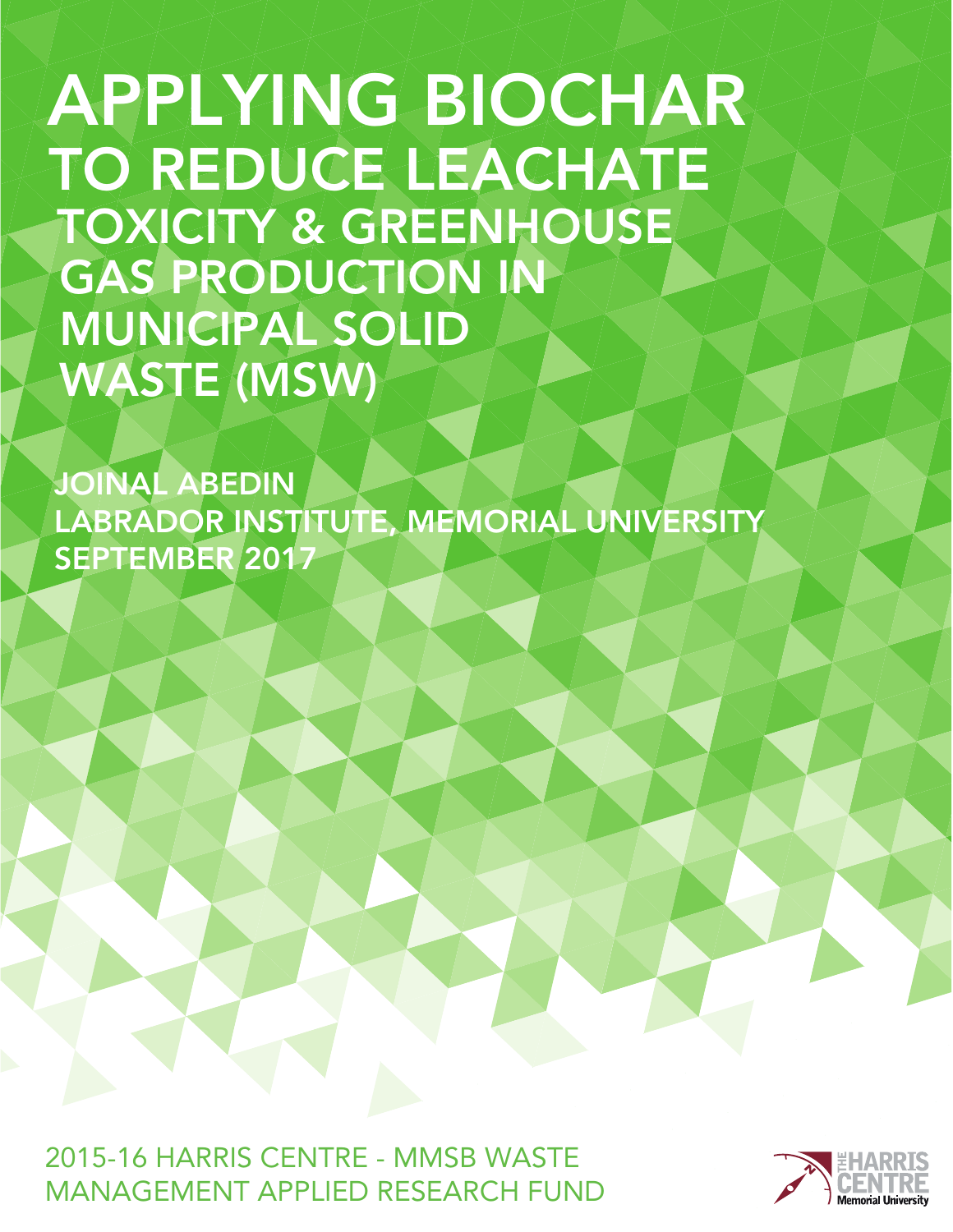# APPLYING BIOCHAR TO REDUCE LEACHATE TOXICITY & GREENHOUSE GAS PRODUCTION IN MUNICIPAL SOLID WASTE (MSW)

**JOINAL ABEDIN**
**LABRADOR INSTITUTE, MEMORIAL UNIVERSITY**
**SEPTEMBER 2017**

2015-16 HARRIS CENTRE - MMSB WASTE MANAGEMENT APPLIED RESEARCH FUND

THE HARRIS CENTRE
Memorial University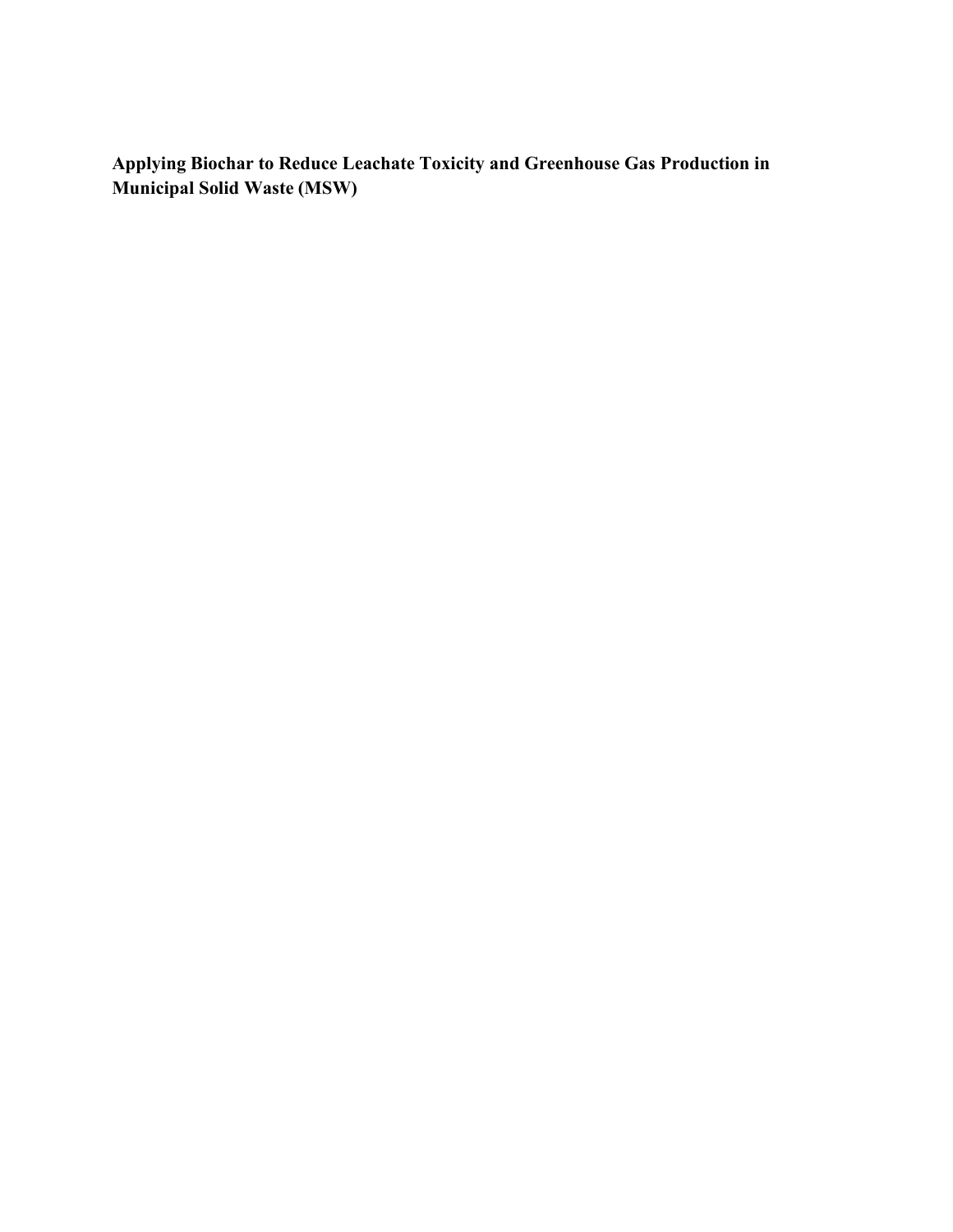# Applying Biochar to Reduce Leachate Toxicity and Greenhouse Gas Production in Municipal Solid Waste (MSW)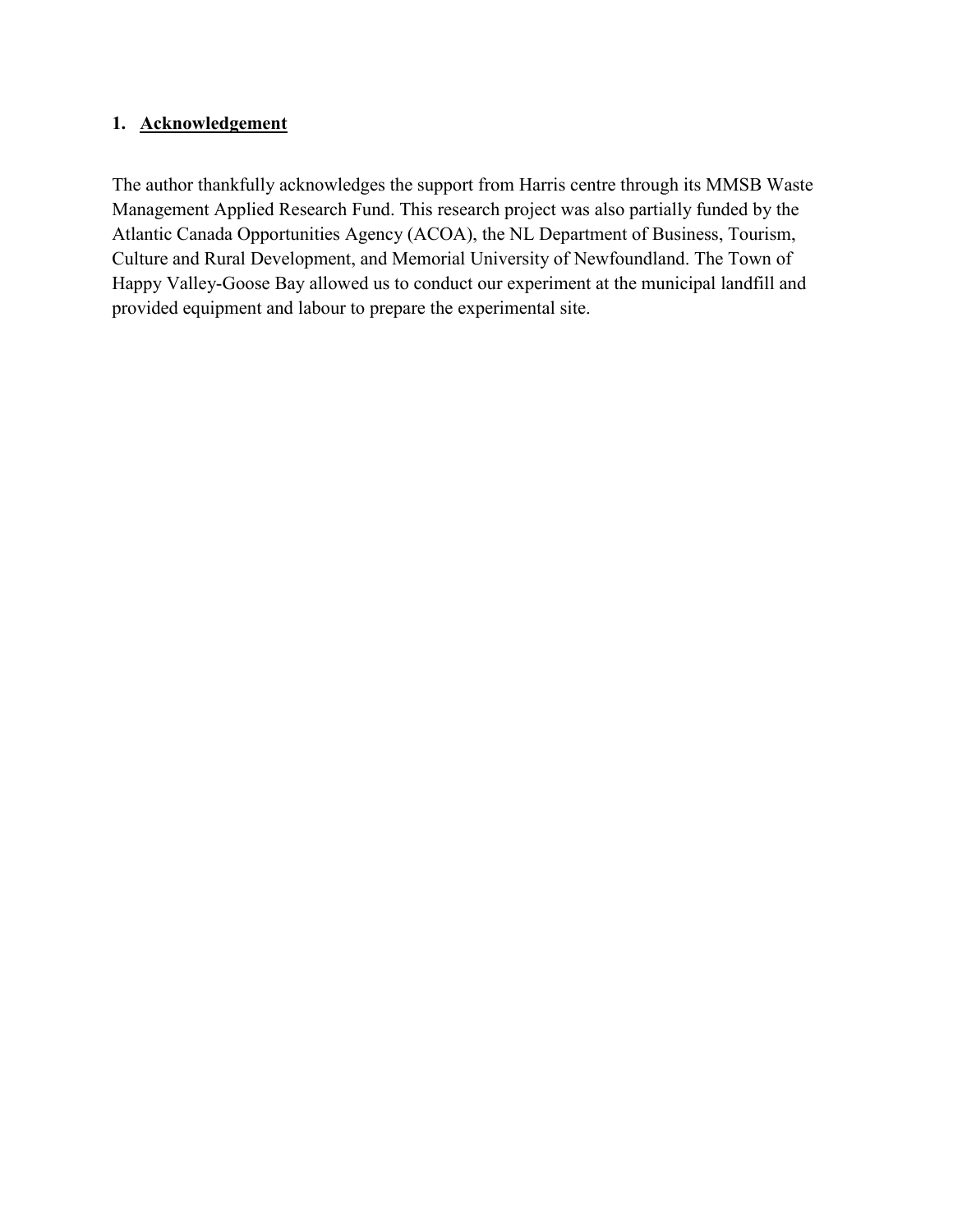## 1. Acknowledgement

The author thankfully acknowledges the support from Harris centre through its MMSB Waste Management Applied Research Fund. This research project was also partially funded by the Atlantic Canada Opportunities Agency (ACOA), the NL Department of Business, Tourism, Culture and Rural Development, and Memorial University of Newfoundland. The Town of Happy Valley-Goose Bay allowed us to conduct our experiment at the municipal landfill and provided equipment and labour to prepare the experimental site.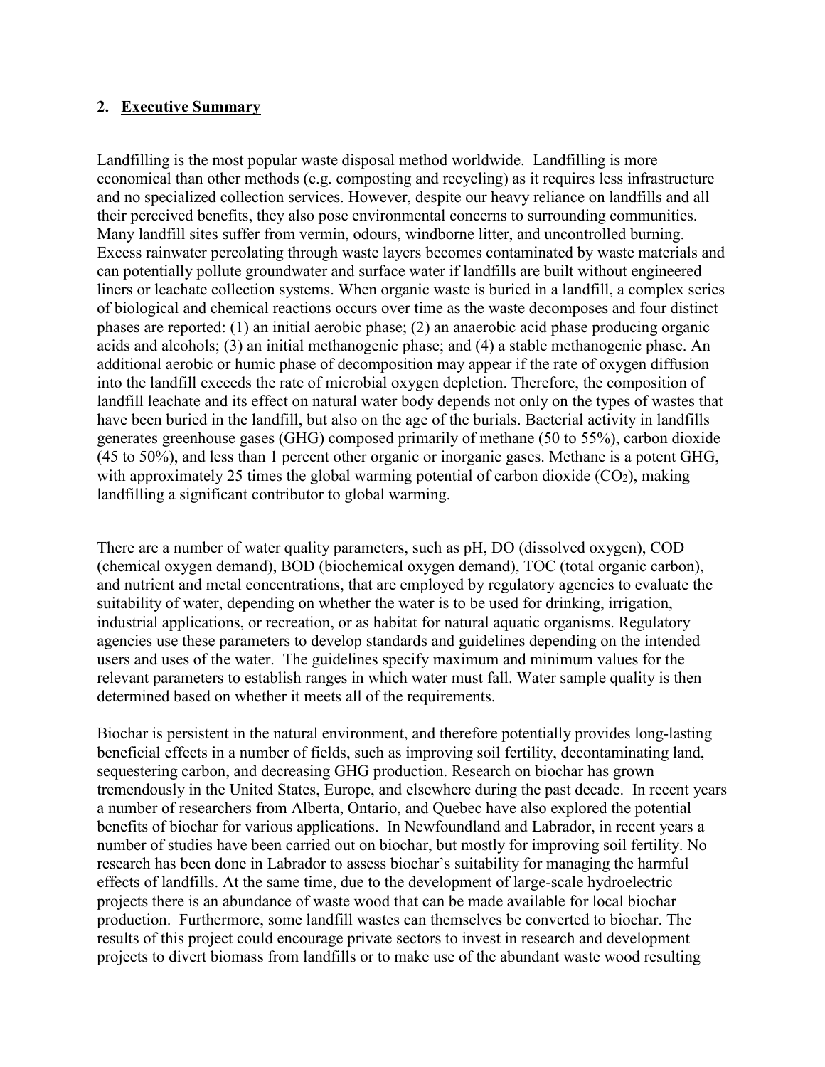## 2. Executive Summary

Landfilling is the most popular waste disposal method worldwide. Landfilling is more economical than other methods (e.g. composting and recycling) as it requires less infrastructure and no specialized collection services. However, despite our heavy reliance on landfills and all their perceived benefits, they also pose environmental concerns to surrounding communities. Many landfill sites suffer from vermin, odours, windborne litter, and uncontrolled burning. Excess rainwater percolating through waste layers becomes contaminated by waste materials and can potentially pollute groundwater and surface water if landfills are built without engineered liners or leachate collection systems. When organic waste is buried in a landfill, a complex series of biological and chemical reactions occurs over time as the waste decomposes and four distinct phases are reported: (1) an initial aerobic phase; (2) an anaerobic acid phase producing organic acids and alcohols; (3) an initial methanogenic phase; and (4) a stable methanogenic phase. An additional aerobic or humic phase of decomposition may appear if the rate of oxygen diffusion into the landfill exceeds the rate of microbial oxygen depletion. Therefore, the composition of landfill leachate and its effect on natural water body depends not only on the types of wastes that have been buried in the landfill, but also on the age of the burials. Bacterial activity in landfills generates greenhouse gases (GHG) composed primarily of methane (50 to 55%), carbon dioxide (45 to 50%), and less than 1 percent other organic or inorganic gases. Methane is a potent GHG, with approximately 25 times the global warming potential of carbon dioxide ($CO_2$), making landfilling a significant contributor to global warming.

There are a number of water quality parameters, such as pH, DO (dissolved oxygen), COD (chemical oxygen demand), BOD (biochemical oxygen demand), TOC (total organic carbon), and nutrient and metal concentrations, that are employed by regulatory agencies to evaluate the suitability of water, depending on whether the water is to be used for drinking, irrigation, industrial applications, or recreation, or as habitat for natural aquatic organisms. Regulatory agencies use these parameters to develop standards and guidelines depending on the intended users and uses of the water. The guidelines specify maximum and minimum values for the relevant parameters to establish ranges in which water must fall. Water sample quality is then determined based on whether it meets all of the requirements.

Biochar is persistent in the natural environment, and therefore potentially provides long-lasting beneficial effects in a number of fields, such as improving soil fertility, decontaminating land, sequestering carbon, and decreasing GHG production. Research on biochar has grown tremendously in the United States, Europe, and elsewhere during the past decade. In recent years a number of researchers from Alberta, Ontario, and Quebec have also explored the potential benefits of biochar for various applications. In Newfoundland and Labrador, in recent years a number of studies have been carried out on biochar, but mostly for improving soil fertility. No research has been done in Labrador to assess biochar's suitability for managing the harmful effects of landfills. At the same time, due to the development of large-scale hydroelectric projects there is an abundance of waste wood that can be made available for local biochar production. Furthermore, some landfill wastes can themselves be converted to biochar. The results of this project could encourage private sectors to invest in research and development projects to divert biomass from landfills or to make use of the abundant waste wood resulting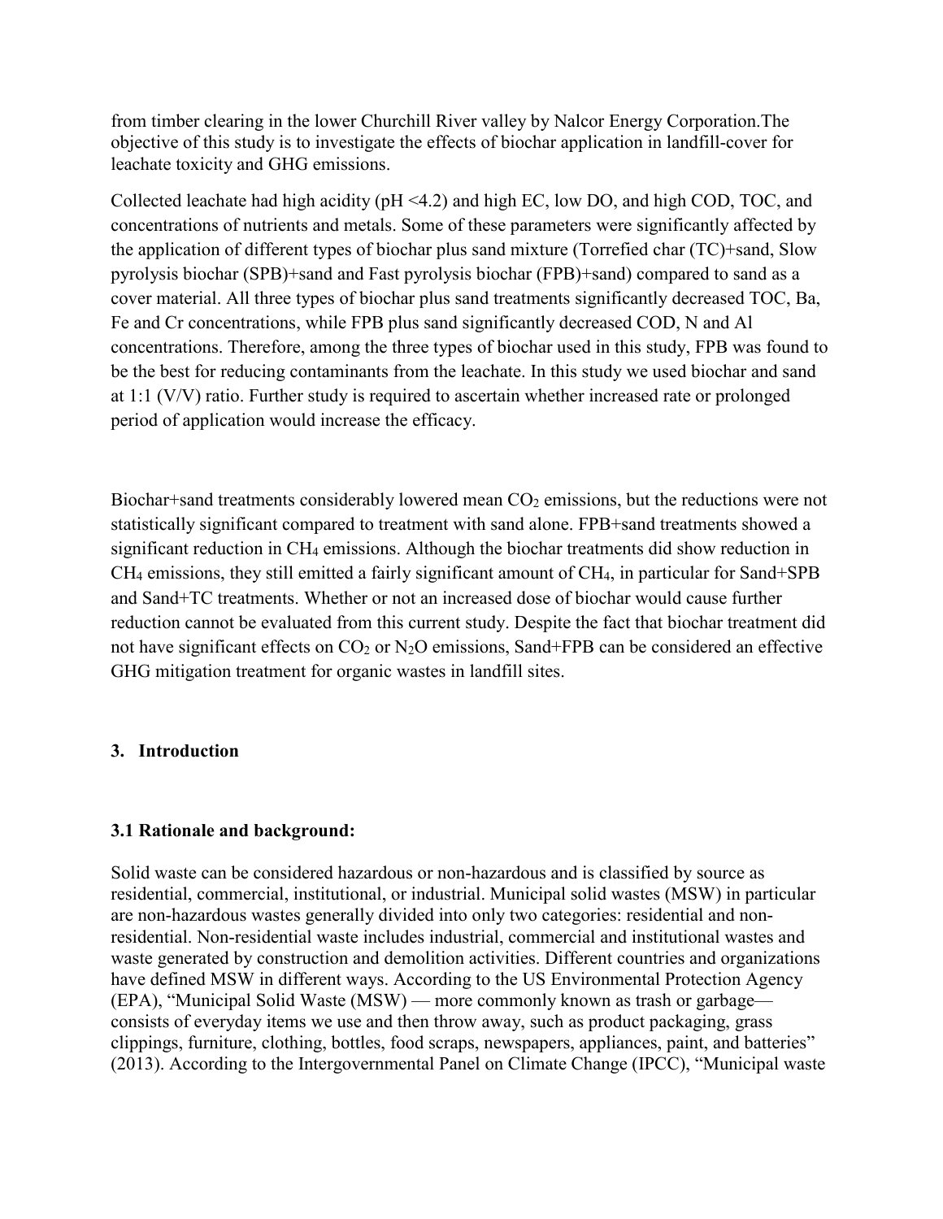from timber clearing in the lower Churchill River valley by Nalcor Energy Corporation.The objective of this study is to investigate the effects of biochar application in landfill-cover for leachate toxicity and GHG emissions.

Collected leachate had high acidity (pH <4.2) and high EC, low DO, and high COD, TOC, and concentrations of nutrients and metals. Some of these parameters were significantly affected by the application of different types of biochar plus sand mixture (Torrefied char (TC)+sand, Slow pyrolysis biochar (SPB)+sand and Fast pyrolysis biochar (FPB)+sand) compared to sand as a cover material. All three types of biochar plus sand treatments significantly decreased TOC, Ba, Fe and Cr concentrations, while FPB plus sand significantly decreased COD, N and Al concentrations. Therefore, among the three types of biochar used in this study, FPB was found to be the best for reducing contaminants from the leachate. In this study we used biochar and sand at 1:1 (V/V) ratio. Further study is required to ascertain whether increased rate or prolonged period of application would increase the efficacy.

Biochar+sand treatments considerably lowered mean $CO_2$ emissions, but the reductions were not statistically significant compared to treatment with sand alone. FPB+sand treatments showed a significant reduction in $CH_4$ emissions. Although the biochar treatments did show reduction in $CH_4$ emissions, they still emitted a fairly significant amount of $CH_4$, in particular for Sand+SPB and Sand+TC treatments. Whether or not an increased dose of biochar would cause further reduction cannot be evaluated from this current study. Despite the fact that biochar treatment did not have significant effects on $CO_2$ or $N_2O$ emissions, Sand+FPB can be considered an effective GHG mitigation treatment for organic wastes in landfill sites.

## 3. Introduction

### 3.1 Rationale and background:

Solid waste can be considered hazardous or non-hazardous and is classified by source as residential, commercial, institutional, or industrial. Municipal solid wastes (MSW) in particular are non-hazardous wastes generally divided into only two categories: residential and non-residential. Non-residential waste includes industrial, commercial and institutional wastes and waste generated by construction and demolition activities. Different countries and organizations have defined MSW in different ways. According to the US Environmental Protection Agency (EPA), "Municipal Solid Waste (MSW) — more commonly known as trash or garbage—consists of everyday items we use and then throw away, such as product packaging, grass clippings, furniture, clothing, bottles, food scraps, newspapers, appliances, paint, and batteries" (2013). According to the Intergovernmental Panel on Climate Change (IPCC), "Municipal waste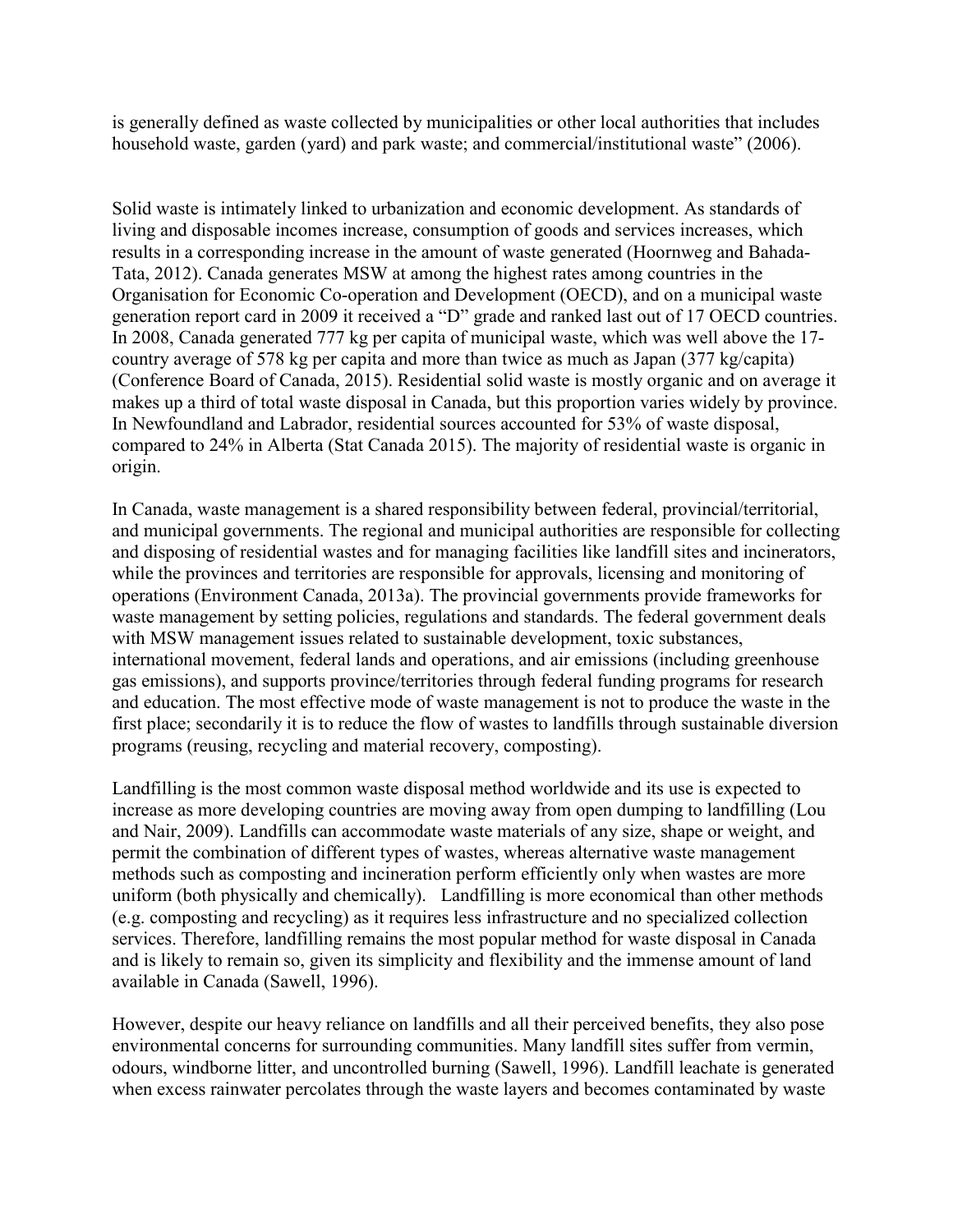is generally defined as waste collected by municipalities or other local authorities that includes household waste, garden (yard) and park waste; and commercial/institutional waste" (2006).

Solid waste is intimately linked to urbanization and economic development. As standards of living and disposable incomes increase, consumption of goods and services increases, which results in a corresponding increase in the amount of waste generated (Hoornweg and Bahada-Tata, 2012). Canada generates MSW at among the highest rates among countries in the Organisation for Economic Co-operation and Development (OECD), and on a municipal waste generation report card in 2009 it received a "D" grade and ranked last out of 17 OECD countries. In 2008, Canada generated 777 kg per capita of municipal waste, which was well above the 17-country average of 578 kg per capita and more than twice as much as Japan (377 kg/capita) (Conference Board of Canada, 2015). Residential solid waste is mostly organic and on average it makes up a third of total waste disposal in Canada, but this proportion varies widely by province. In Newfoundland and Labrador, residential sources accounted for 53% of waste disposal, compared to 24% in Alberta (Stat Canada 2015). The majority of residential waste is organic in origin.

In Canada, waste management is a shared responsibility between federal, provincial/territorial, and municipal governments. The regional and municipal authorities are responsible for collecting and disposing of residential wastes and for managing facilities like landfill sites and incinerators, while the provinces and territories are responsible for approvals, licensing and monitoring of operations (Environment Canada, 2013a). The provincial governments provide frameworks for waste management by setting policies, regulations and standards. The federal government deals with MSW management issues related to sustainable development, toxic substances, international movement, federal lands and operations, and air emissions (including greenhouse gas emissions), and supports province/territories through federal funding programs for research and education. The most effective mode of waste management is not to produce the waste in the first place; secondarily it is to reduce the flow of wastes to landfills through sustainable diversion programs (reusing, recycling and material recovery, composting).

Landfilling is the most common waste disposal method worldwide and its use is expected to increase as more developing countries are moving away from open dumping to landfilling (Lou and Nair, 2009). Landfills can accommodate waste materials of any size, shape or weight, and permit the combination of different types of wastes, whereas alternative waste management methods such as composting and incineration perform efficiently only when wastes are more uniform (both physically and chemically). Landfilling is more economical than other methods (e.g. composting and recycling) as it requires less infrastructure and no specialized collection services. Therefore, landfilling remains the most popular method for waste disposal in Canada and is likely to remain so, given its simplicity and flexibility and the immense amount of land available in Canada (Sawell, 1996).

However, despite our heavy reliance on landfills and all their perceived benefits, they also pose environmental concerns for surrounding communities. Many landfill sites suffer from vermin, odours, windborne litter, and uncontrolled burning (Sawell, 1996). Landfill leachate is generated when excess rainwater percolates through the waste layers and becomes contaminated by waste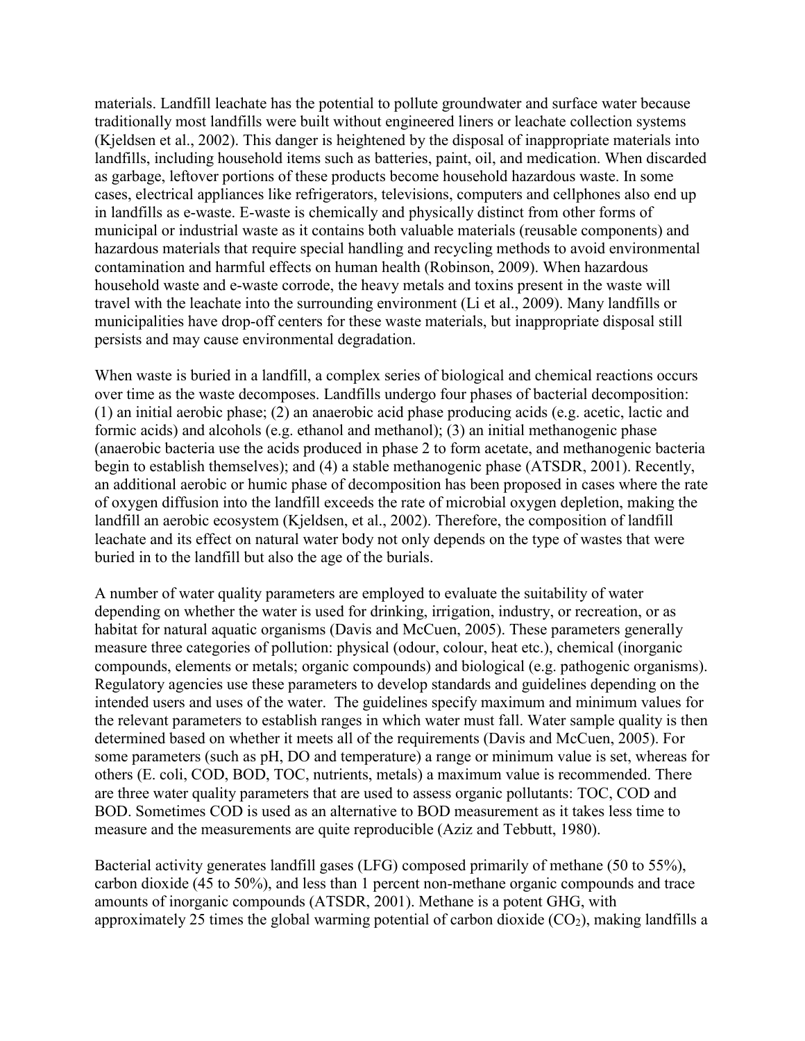materials. Landfill leachate has the potential to pollute groundwater and surface water because traditionally most landfills were built without engineered liners or leachate collection systems (Kjeldsen et al., 2002). This danger is heightened by the disposal of inappropriate materials into landfills, including household items such as batteries, paint, oil, and medication. When discarded as garbage, leftover portions of these products become household hazardous waste. In some cases, electrical appliances like refrigerators, televisions, computers and cellphones also end up in landfills as e-waste. E-waste is chemically and physically distinct from other forms of municipal or industrial waste as it contains both valuable materials (reusable components) and hazardous materials that require special handling and recycling methods to avoid environmental contamination and harmful effects on human health (Robinson, 2009). When hazardous household waste and e-waste corrode, the heavy metals and toxins present in the waste will travel with the leachate into the surrounding environment (Li et al., 2009). Many landfills or municipalities have drop-off centers for these waste materials, but inappropriate disposal still persists and may cause environmental degradation.

When waste is buried in a landfill, a complex series of biological and chemical reactions occurs over time as the waste decomposes. Landfills undergo four phases of bacterial decomposition: (1) an initial aerobic phase; (2) an anaerobic acid phase producing acids (e.g. acetic, lactic and formic acids) and alcohols (e.g. ethanol and methanol); (3) an initial methanogenic phase (anaerobic bacteria use the acids produced in phase 2 to form acetate, and methanogenic bacteria begin to establish themselves); and (4) a stable methanogenic phase (ATSDR, 2001). Recently, an additional aerobic or humic phase of decomposition has been proposed in cases where the rate of oxygen diffusion into the landfill exceeds the rate of microbial oxygen depletion, making the landfill an aerobic ecosystem (Kjeldsen, et al., 2002). Therefore, the composition of landfill leachate and its effect on natural water body not only depends on the type of wastes that were buried in to the landfill but also the age of the burials.

A number of water quality parameters are employed to evaluate the suitability of water depending on whether the water is used for drinking, irrigation, industry, or recreation, or as habitat for natural aquatic organisms (Davis and McCuen, 2005). These parameters generally measure three categories of pollution: physical (odour, colour, heat etc.), chemical (inorganic compounds, elements or metals; organic compounds) and biological (e.g. pathogenic organisms). Regulatory agencies use these parameters to develop standards and guidelines depending on the intended users and uses of the water. The guidelines specify maximum and minimum values for the relevant parameters to establish ranges in which water must fall. Water sample quality is then determined based on whether it meets all of the requirements (Davis and McCuen, 2005). For some parameters (such as pH, DO and temperature) a range or minimum value is set, whereas for others (E. coli, COD, BOD, TOC, nutrients, metals) a maximum value is recommended. There are three water quality parameters that are used to assess organic pollutants: TOC, COD and BOD. Sometimes COD is used as an alternative to BOD measurement as it takes less time to measure and the measurements are quite reproducible (Aziz and Tebbutt, 1980).

Bacterial activity generates landfill gases (LFG) composed primarily of methane (50 to 55%), carbon dioxide (45 to 50%), and less than 1 percent non-methane organic compounds and trace amounts of inorganic compounds (ATSDR, 2001). Methane is a potent GHG, with approximately 25 times the global warming potential of carbon dioxide ($CO_2$), making landfills a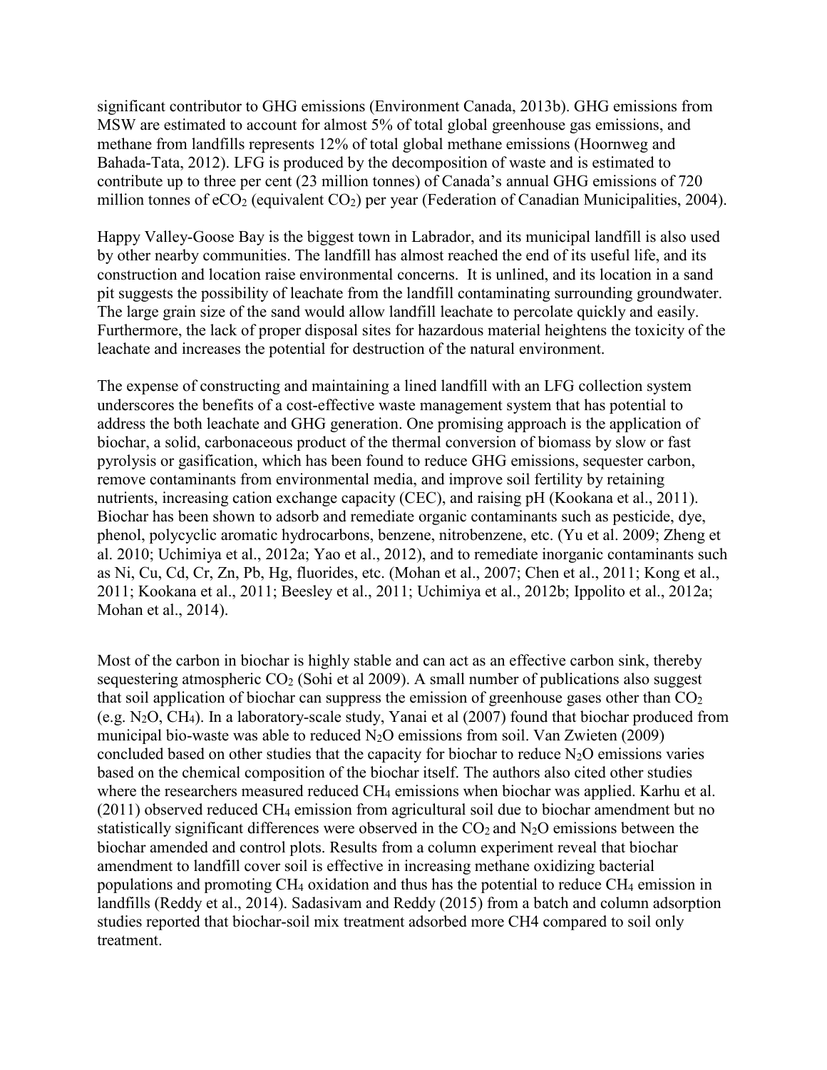significant contributor to GHG emissions (Environment Canada, 2013b). GHG emissions from MSW are estimated to account for almost 5% of total global greenhouse gas emissions, and methane from landfills represents 12% of total global methane emissions (Hoornweg and Bahada-Tata, 2012). LFG is produced by the decomposition of waste and is estimated to contribute up to three per cent (23 million tonnes) of Canada's annual GHG emissions of 720 million tonnes of $eCO_2$ (equivalent $CO_2$) per year (Federation of Canadian Municipalities, 2004).

Happy Valley-Goose Bay is the biggest town in Labrador, and its municipal landfill is also used by other nearby communities. The landfill has almost reached the end of its useful life, and its construction and location raise environmental concerns. It is unlined, and its location in a sand pit suggests the possibility of leachate from the landfill contaminating surrounding groundwater. The large grain size of the sand would allow landfill leachate to percolate quickly and easily. Furthermore, the lack of proper disposal sites for hazardous material heightens the toxicity of the leachate and increases the potential for destruction of the natural environment.

The expense of constructing and maintaining a lined landfill with an LFG collection system underscores the benefits of a cost-effective waste management system that has potential to address the both leachate and GHG generation. One promising approach is the application of biochar, a solid, carbonaceous product of the thermal conversion of biomass by slow or fast pyrolysis or gasification, which has been found to reduce GHG emissions, sequester carbon, remove contaminants from environmental media, and improve soil fertility by retaining nutrients, increasing cation exchange capacity (CEC), and raising pH (Kookana et al., 2011). Biochar has been shown to adsorb and remediate organic contaminants such as pesticide, dye, phenol, polycyclic aromatic hydrocarbons, benzene, nitrobenzene, etc. (Yu et al. 2009; Zheng et al. 2010; Uchimiya et al., 2012a; Yao et al., 2012), and to remediate inorganic contaminants such as Ni, Cu, Cd, Cr, Zn, Pb, Hg, fluorides, etc. (Mohan et al., 2007; Chen et al., 2011; Kong et al., 2011; Kookana et al., 2011; Beesley et al., 2011; Uchimiya et al., 2012b; Ippolito et al., 2012a; Mohan et al., 2014).

Most of the carbon in biochar is highly stable and can act as an effective carbon sink, thereby sequestering atmospheric $CO_2$ (Sohi et al 2009). A small number of publications also suggest that soil application of biochar can suppress the emission of greenhouse gases other than $CO_2$ (e.g. $N_2O$, $CH_4$). In a laboratory-scale study, Yanai et al (2007) found that biochar produced from municipal bio-waste was able to reduced $N_2O$ emissions from soil. Van Zwieten (2009) concluded based on other studies that the capacity for biochar to reduce $N_2O$ emissions varies based on the chemical composition of the biochar itself. The authors also cited other studies where the researchers measured reduced $CH_4$ emissions when biochar was applied. Karhu et al. (2011) observed reduced $CH_4$ emission from agricultural soil due to biochar amendment but no statistically significant differences were observed in the $CO_2$ and $N_2O$ emissions between the biochar amended and control plots. Results from a column experiment reveal that biochar amendment to landfill cover soil is effective in increasing methane oxidizing bacterial populations and promoting $CH_4$ oxidation and thus has the potential to reduce $CH_4$ emission in landfills (Reddy et al., 2014). Sadasivam and Reddy (2015) from a batch and column adsorption studies reported that biochar-soil mix treatment adsorbed more CH4 compared to soil only treatment.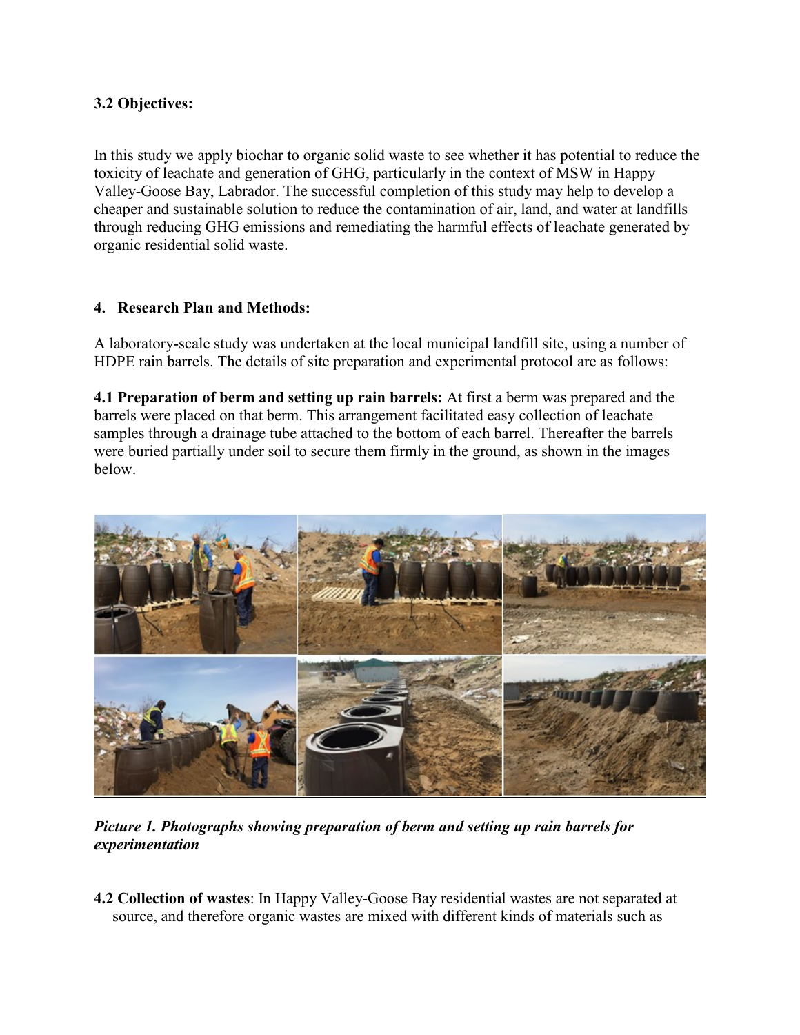**3.2 Objectives:**

In this study we apply biochar to organic solid waste to see whether it has potential to reduce the toxicity of leachate and generation of GHG, particularly in the context of MSW in Happy Valley-Goose Bay, Labrador. The successful completion of this study may help to develop a cheaper and sustainable solution to reduce the contamination of air, land, and water at landfills through reducing GHG emissions and remediating the harmful effects of leachate generated by organic residential solid waste.

## 4. Research Plan and Methods:

A laboratory-scale study was undertaken at the local municipal landfill site, using a number of HDPE rain barrels. The details of site preparation and experimental protocol are as follows:

**4.1 Preparation of berm and setting up rain barrels:** At first a berm was prepared and the barrels were placed on that berm. This arrangement facilitated easy collection of leachate samples through a drainage tube attached to the bottom of each barrel. Thereafter the barrels were buried partially under soil to secure them firmly in the ground, as shown in the images below.

***Picture 1. Photographs showing preparation of berm and setting up rain barrels for experimentation***

**4.2 Collection of wastes**: In Happy Valley-Goose Bay residential wastes are not separated at source, and therefore organic wastes are mixed with different kinds of materials such as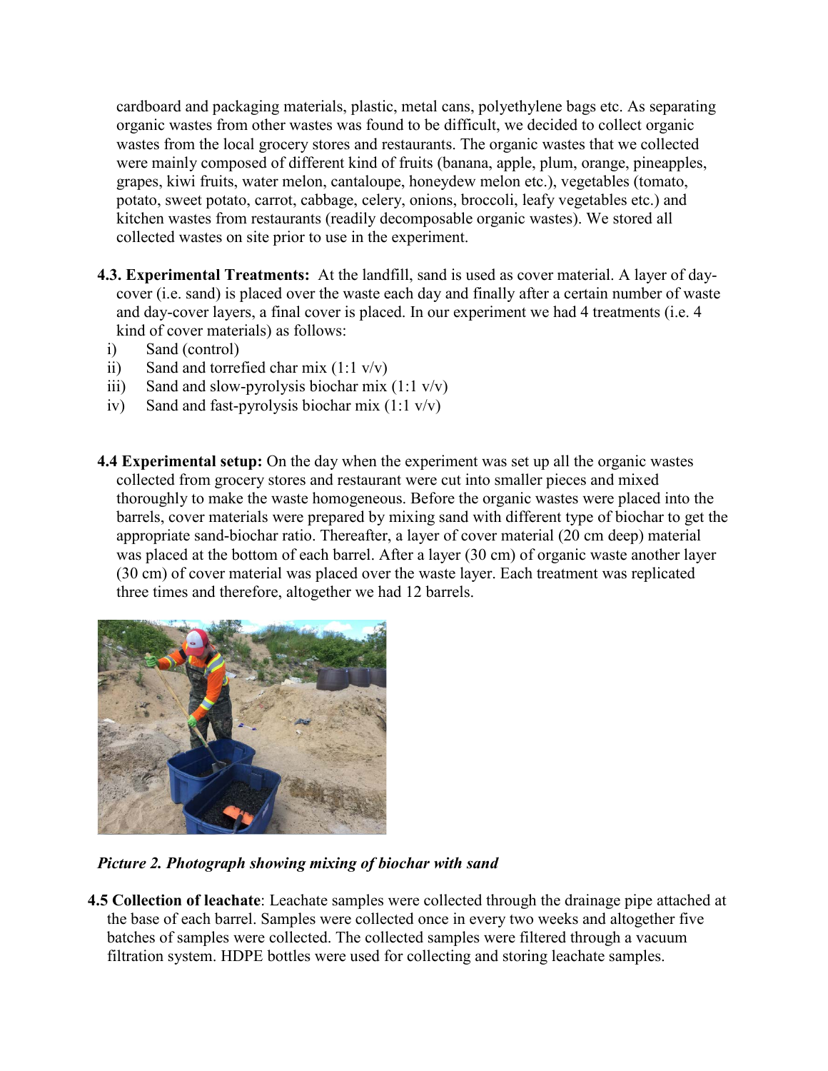cardboard and packaging materials, plastic, metal cans, polyethylene bags etc. As separating organic wastes from other wastes was found to be difficult, we decided to collect organic wastes from the local grocery stores and restaurants. The organic wastes that we collected were mainly composed of different kind of fruits (banana, apple, plum, orange, pineapples, grapes, kiwi fruits, water melon, cantaloupe, honeydew melon etc.), vegetables (tomato, potato, sweet potato, carrot, cabbage, celery, onions, broccoli, leafy vegetables etc.) and kitchen wastes from restaurants (readily decomposable organic wastes). We stored all collected wastes on site prior to use in the experiment.

**4.3. Experimental Treatments:** At the landfill, sand is used as cover material. A layer of day-cover (i.e. sand) is placed over the waste each day and finally after a certain number of waste and day-cover layers, a final cover is placed. In our experiment we had 4 treatments (i.e. 4 kind of cover materials) as follows:

i) Sand (control)
ii) Sand and torrefied char mix (1:1 v/v)
iii) Sand and slow-pyrolysis biochar mix (1:1 v/v)
iv) Sand and fast-pyrolysis biochar mix (1:1 v/v)

**4.4 Experimental setup:** On the day when the experiment was set up all the organic wastes collected from grocery stores and restaurant were cut into smaller pieces and mixed thoroughly to make the waste homogeneous. Before the organic wastes were placed into the barrels, cover materials were prepared by mixing sand with different type of biochar to get the appropriate sand-biochar ratio. Thereafter, a layer of cover material (20 cm deep) material was placed at the bottom of each barrel. After a layer (30 cm) of organic waste another layer (30 cm) of cover material was placed over the waste layer. Each treatment was replicated three times and therefore, altogether we had 12 barrels.

***Picture 2. Photograph showing mixing of biochar with sand***

**4.5 Collection of leachate**: Leachate samples were collected through the drainage pipe attached at the base of each barrel. Samples were collected once in every two weeks and altogether five batches of samples were collected. The collected samples were filtered through a vacuum filtration system. HDPE bottles were used for collecting and storing leachate samples.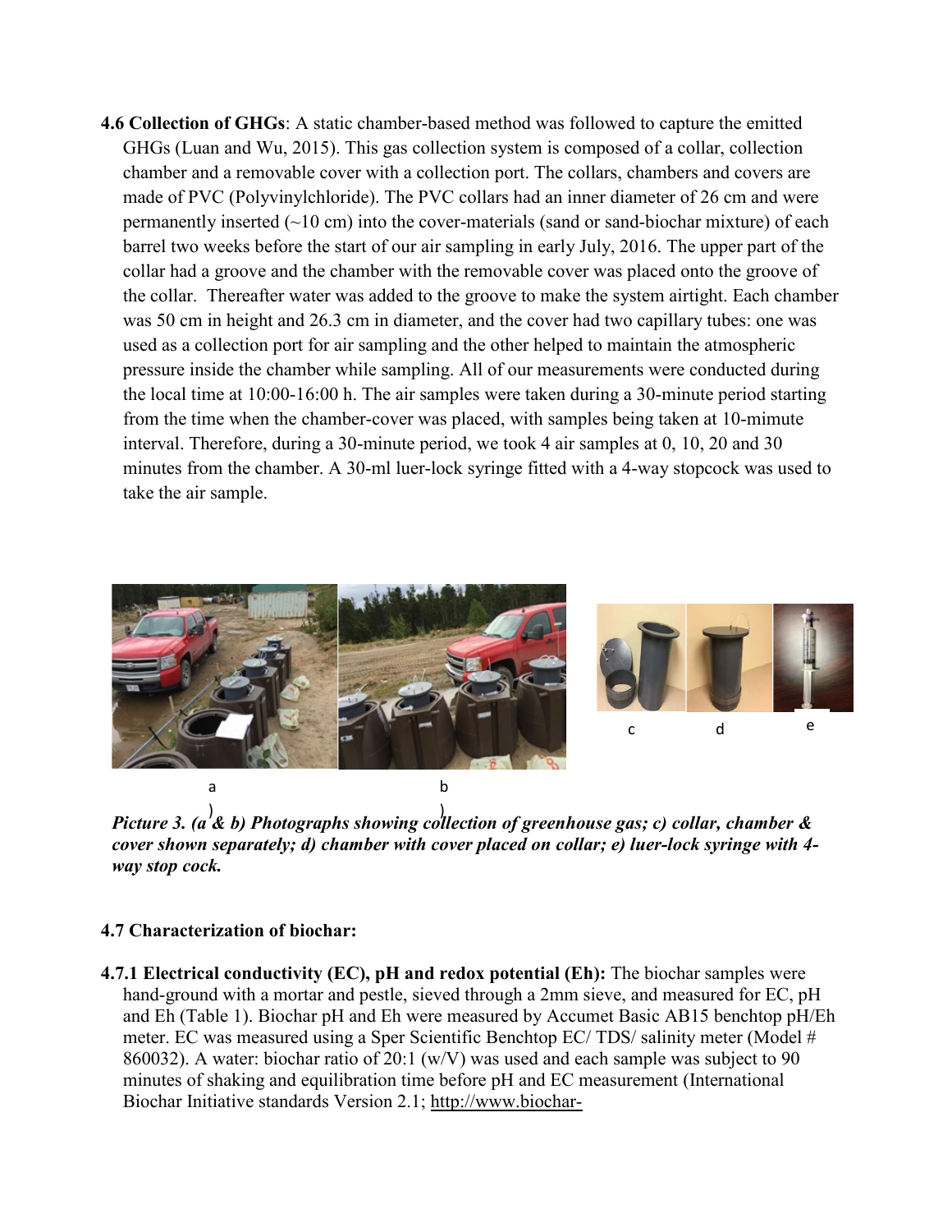**4.6 Collection of GHGs**: A static chamber-based method was followed to capture the emitted GHGs (Luan and Wu, 2015). This gas collection system is composed of a collar, collection chamber and a removable cover with a collection port. The collars, chambers and covers are made of PVC (Polyvinylchloride). The PVC collars had an inner diameter of 26 cm and were permanently inserted (~10 cm) into the cover-materials (sand or sand-biochar mixture) of each barrel two weeks before the start of our air sampling in early July, 2016. The upper part of the collar had a groove and the chamber with the removable cover was placed onto the groove of the collar. Thereafter water was added to the groove to make the system airtight. Each chamber was 50 cm in height and 26.3 cm in diameter, and the cover had two capillary tubes: one was used as a collection port for air sampling and the other helped to maintain the atmospheric pressure inside the chamber while sampling. All of our measurements were conducted during the local time at 10:00-16:00 h. The air samples were taken during a 30-minute period starting from the time when the chamber-cover was placed, with samples being taken at 10-mimute interval. Therefore, during a 30-minute period, we took 4 air samples at 0, 10, 20 and 30 minutes from the chamber. A 30-ml luer-lock syringe fitted with a 4-way stopcock was used to take the air sample.

***Picture 3. (a & b) Photographs showing collection of greenhouse gas; c) collar, chamber & cover shown separately; d) chamber with cover placed on collar; e) luer-lock syringe with 4-way stop cock.***

**4.7 Characterization of biochar:**

**4.7.1 Electrical conductivity (EC), pH and redox potential (Eh):** The biochar samples were hand-ground with a mortar and pestle, sieved through a 2mm sieve, and measured for EC, pH and Eh (Table 1). Biochar pH and Eh were measured by Accumet Basic AB15 benchtop pH/Eh meter. EC was measured using a Sper Scientific Benchtop EC/ TDS/ salinity meter (Model # 860032). A water: biochar ratio of 20:1 (w/V) was used and each sample was subject to 90 minutes of shaking and equilibration time before pH and EC measurement (International Biochar Initiative standards Version 2.1; http://www.biochar-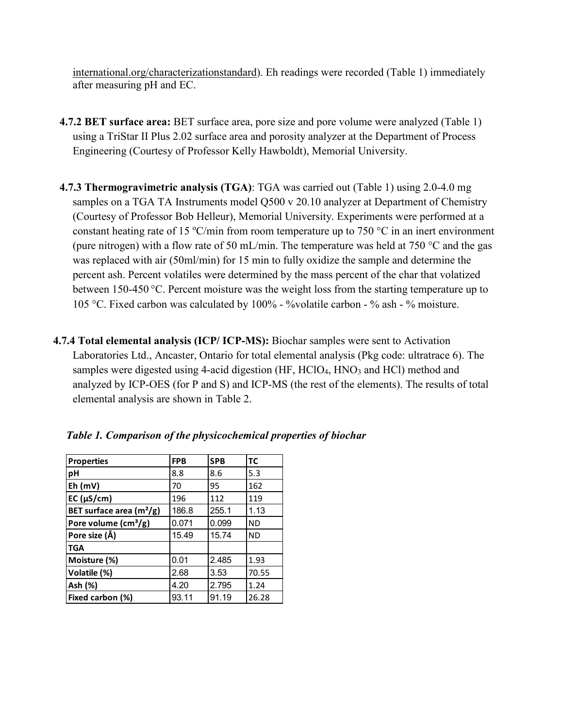international.org/characterizationstandard). Eh readings were recorded (Table 1) immediately after measuring pH and EC.

**4.7.2 BET surface area:** BET surface area, pore size and pore volume were analyzed (Table 1) using a TriStar II Plus 2.02 surface area and porosity analyzer at the Department of Process Engineering (Courtesy of Professor Kelly Hawboldt), Memorial University.

**4.7.3 Thermogravimetric analysis (TGA)**: TGA was carried out (Table 1) using 2.0-4.0 mg samples on a TGA TA Instruments model Q500 v 20.10 analyzer at Department of Chemistry (Courtesy of Professor Bob Helleur), Memorial University. Experiments were performed at a constant heating rate of 15 °C/min from room temperature up to 750 °C in an inert environment (pure nitrogen) with a flow rate of 50 mL/min. The temperature was held at 750 °C and the gas was replaced with air (50ml/min) for 15 min to fully oxidize the sample and determine the percent ash. Percent volatiles were determined by the mass percent of the char that volatized between 150-450 °C. Percent moisture was the weight loss from the starting temperature up to 105 °C. Fixed carbon was calculated by 100% - %volatile carbon - % ash - % moisture.

**4.7.4 Total elemental analysis (ICP/ ICP-MS):** Biochar samples were sent to Activation Laboratories Ltd., Ancaster, Ontario for total elemental analysis (Pkg code: ultratrace 6). The samples were digested using 4-acid digestion (HF, $HClO_4$, $HNO_3$ and HCl) method and analyzed by ICP-OES (for P and S) and ICP-MS (the rest of the elements). The results of total elemental analysis are shown in Table 2.

***Table 1. Comparison of the physicochemical properties of biochar***

| Properties | FPB | SPB | TC |
|---|---|---|---|
| pH | 8.8 | 8.6 | 5.3 |
| Eh (mV) | 70 | 95 | 162 |
| EC (µS/cm) | 196 | 112 | 119 |
| BET surface area ($m^2/g$) | 186.8 | 255.1 | 1.13 |
| Pore volume ($cm^3/g$) | 0.071 | 0.099 | ND |
| Pore size (Å) | 15.49 | 15.74 | ND |
| TGA | | | |
| Moisture (%) | 0.01 | 2.485 | 1.93 |
| Volatile (%) | 2.68 | 3.53 | 70.55 |
| Ash (%) | 4.20 | 2.795 | 1.24 |
| Fixed carbon (%) | 93.11 | 91.19 | 26.28 |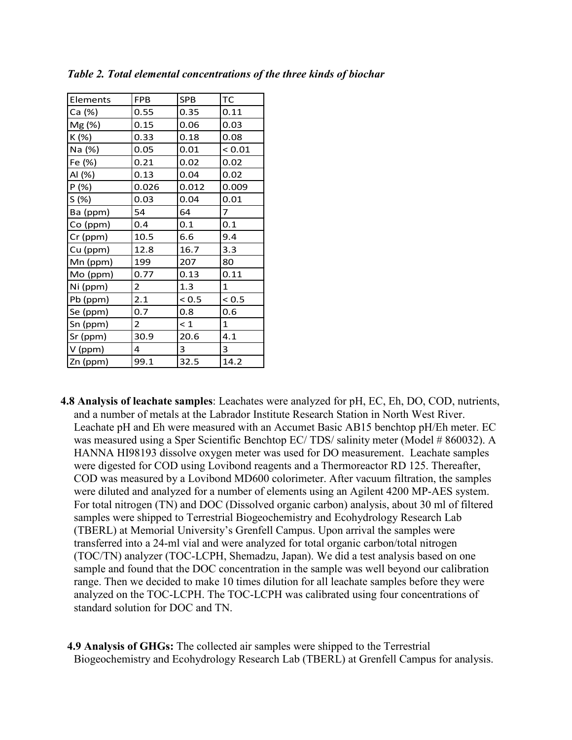*Table 2. Total elemental concentrations of the three kinds of biochar*

| Elements | FPB | SPB | TC |
|---|---|---|---|
| Ca (%) | 0.55 | 0.35 | 0.11 |
| Mg (%) | 0.15 | 0.06 | 0.03 |
| K (%) | 0.33 | 0.18 | 0.08 |
| Na (%) | 0.05 | 0.01 | < 0.01 |
| Fe (%) | 0.21 | 0.02 | 0.02 |
| Al (%) | 0.13 | 0.04 | 0.02 |
| P (%) | 0.026 | 0.012 | 0.009 |
| S (%) | 0.03 | 0.04 | 0.01 |
| Ba (ppm) | 54 | 64 | 7 |
| Co (ppm) | 0.4 | 0.1 | 0.1 |
| Cr (ppm) | 10.5 | 6.6 | 9.4 |
| Cu (ppm) | 12.8 | 16.7 | 3.3 |
| Mn (ppm) | 199 | 207 | 80 |
| Mo (ppm) | 0.77 | 0.13 | 0.11 |
| Ni (ppm) | 2 | 1.3 | 1 |
| Pb (ppm) | 2.1 | < 0.5 | < 0.5 |
| Se (ppm) | 0.7 | 0.8 | 0.6 |
| Sn (ppm) | 2 | < 1 | 1 |
| Sr (ppm) | 30.9 | 20.6 | 4.1 |
| V (ppm) | 4 | 3 | 3 |
| Zn (ppm) | 99.1 | 32.5 | 14.2 |

**4.8 Analysis of leachate samples**: Leachates were analyzed for pH, EC, Eh, DO, COD, nutrients, and a number of metals at the Labrador Institute Research Station in North West River. Leachate pH and Eh were measured with an Accumet Basic AB15 benchtop pH/Eh meter. EC was measured using a Sper Scientific Benchtop EC/ TDS/ salinity meter (Model # 860032). A HANNA HI98193 dissolve oxygen meter was used for DO measurement. Leachate samples were digested for COD using Lovibond reagents and a Thermoreactor RD 125. Thereafter, COD was measured by a Lovibond MD600 colorimeter. After vacuum filtration, the samples were diluted and analyzed for a number of elements using an Agilent 4200 MP-AES system. For total nitrogen (TN) and DOC (Dissolved organic carbon) analysis, about 30 ml of filtered samples were shipped to Terrestrial Biogeochemistry and Ecohydrology Research Lab (TBERL) at Memorial University's Grenfell Campus. Upon arrival the samples were transferred into a 24-ml vial and were analyzed for total organic carbon/total nitrogen (TOC/TN) analyzer (TOC-LCPH, Shemadzu, Japan). We did a test analysis based on one sample and found that the DOC concentration in the sample was well beyond our calibration range. Then we decided to make 10 times dilution for all leachate samples before they were analyzed on the TOC-LCPH. The TOC-LCPH was calibrated using four concentrations of standard solution for DOC and TN.

**4.9 Analysis of GHGs:** The collected air samples were shipped to the Terrestrial Biogeochemistry and Ecohydrology Research Lab (TBERL) at Grenfell Campus for analysis.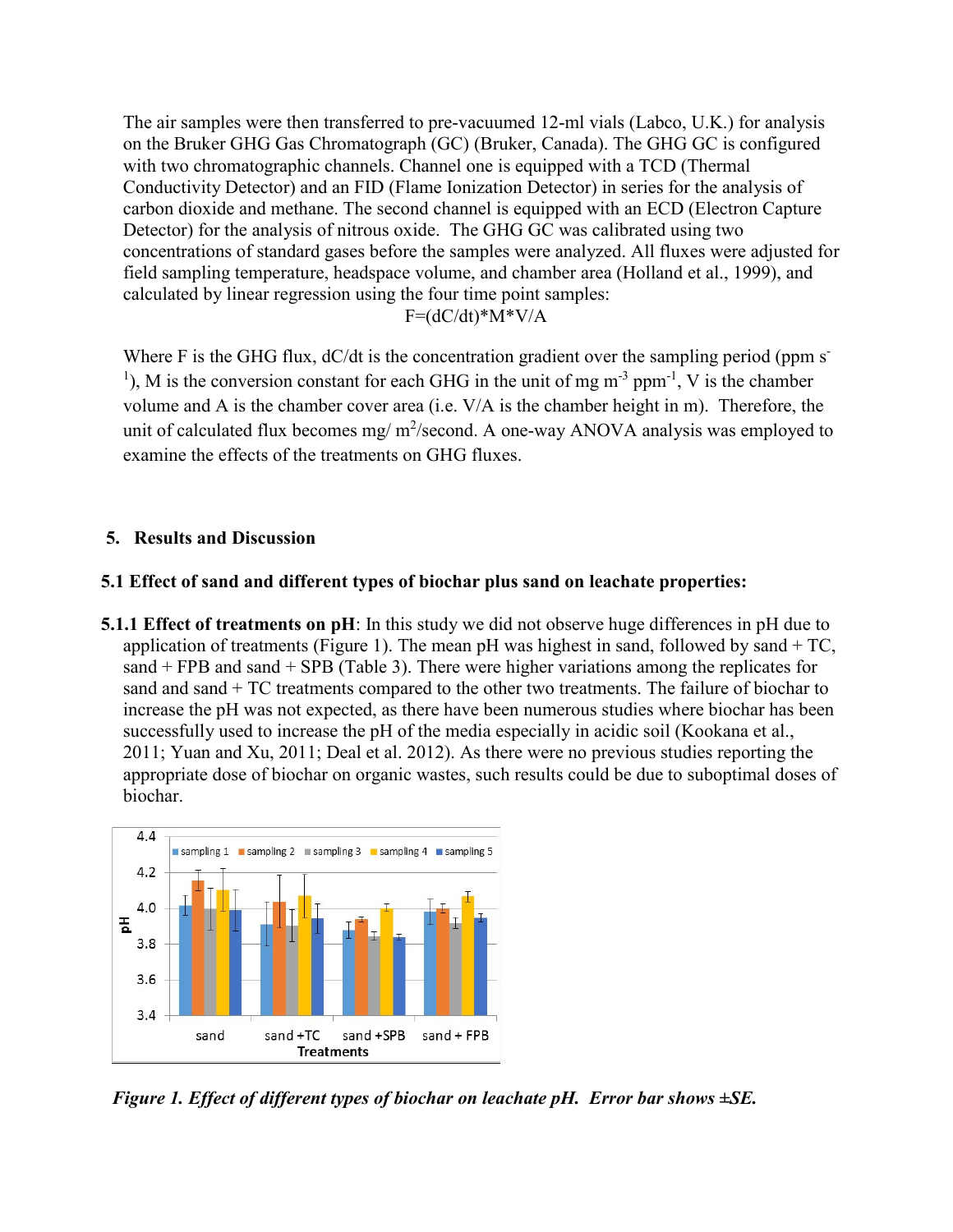The air samples were then transferred to pre-vacuumed 12-ml vials (Labco, U.K.) for analysis on the Bruker GHG Gas Chromatograph (GC) (Bruker, Canada). The GHG GC is configured with two chromatographic channels. Channel one is equipped with a TCD (Thermal Conductivity Detector) and an FID (Flame Ionization Detector) in series for the analysis of carbon dioxide and methane. The second channel is equipped with an ECD (Electron Capture Detector) for the analysis of nitrous oxide. The GHG GC was calibrated using two concentrations of standard gases before the samples were analyzed. All fluxes were adjusted for field sampling temperature, headspace volume, and chamber area (Holland et al., 1999), and calculated by linear regression using the four time point samples:

$$F=(dC/dt)*M*V/A$$

Where F is the GHG flux, dC/dt is the concentration gradient over the sampling period (ppm $s^{-1}$), M is the conversion constant for each GHG in the unit of mg $m^{-3}$ $ppm^{-1}$, V is the chamber volume and A is the chamber cover area (i.e. V/A is the chamber height in m). Therefore, the unit of calculated flux becomes mg/ $m^2$/second. A one-way ANOVA analysis was employed to examine the effects of the treatments on GHG fluxes.

## 5. Results and Discussion

### 5.1 Effect of sand and different types of biochar plus sand on leachate properties:

**5.1.1 Effect of treatments on pH**: In this study we did not observe huge differences in pH due to application of treatments (Figure 1). The mean pH was highest in sand, followed by sand + TC, sand + FPB and sand + SPB (Table 3). There were higher variations among the replicates for sand and sand + TC treatments compared to the other two treatments. The failure of biochar to increase the pH was not expected, as there have been numerous studies where biochar has been successfully used to increase the pH of the media especially in acidic soil (Kookana et al., 2011; Yuan and Xu, 2011; Deal et al. 2012). As there were no previous studies reporting the appropriate dose of biochar on organic wastes, such results could be due to suboptimal doses of biochar.

*Figure 1. Effect of different types of biochar on leachate pH. Error bar shows ±SE.*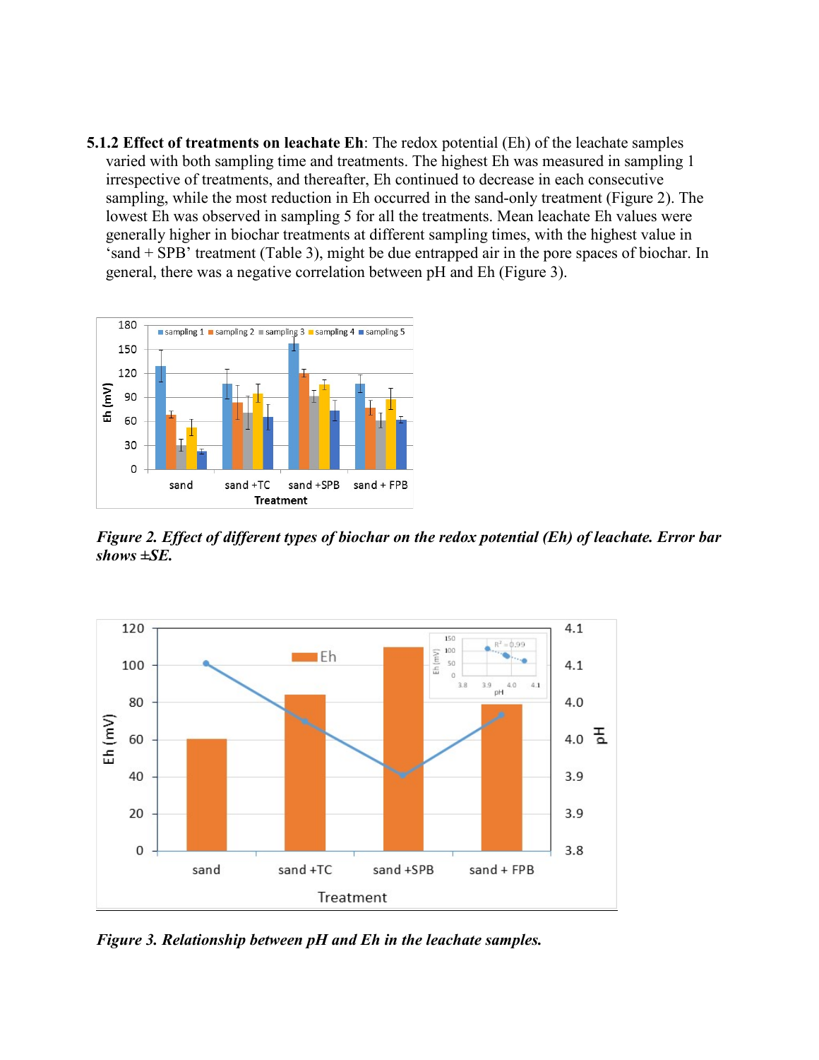**5.1.2 Effect of treatments on leachate Eh**: The redox potential (Eh) of the leachate samples varied with both sampling time and treatments. The highest Eh was measured in sampling 1 irrespective of treatments, and thereafter, Eh continued to decrease in each consecutive sampling, while the most reduction in Eh occurred in the sand-only treatment (Figure 2). The lowest Eh was observed in sampling 5 for all the treatments. Mean leachate Eh values were generally higher in biochar treatments at different sampling times, with the highest value in 'sand + SPB' treatment (Table 3), might be due entrapped air in the pore spaces of biochar. In general, there was a negative correlation between pH and Eh (Figure 3).

***Figure 2. Effect of different types of biochar on the redox potential (Eh) of leachate. Error bar shows ±SE.***

***Figure 3. Relationship between pH and Eh in the leachate samples.***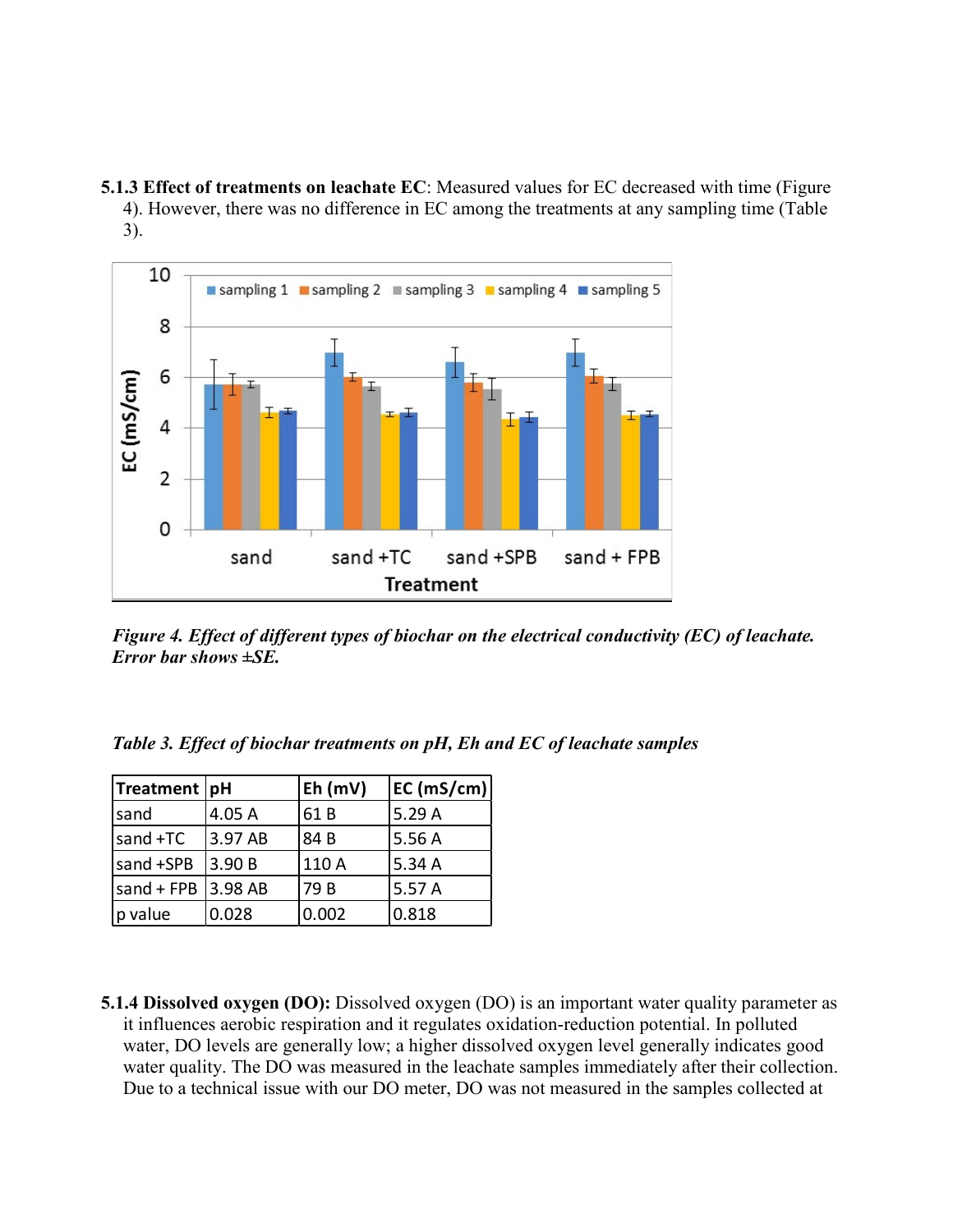**5.1.3 Effect of treatments on leachate EC**: Measured values for EC decreased with time (Figure 4). However, there was no difference in EC among the treatments at any sampling time (Table 3).

*Figure 4. Effect of different types of biochar on the electrical conductivity (EC) of leachate. Error bar shows ±SE.*

*Table 3. Effect of biochar treatments on pH, Eh and EC of leachate samples*

| Treatment | pH | Eh (mV) | EC (mS/cm) |
|---|---|---|---|
| sand | 4.05 A | 61 B | 5.29 A |
| sand +TC | 3.97 AB | 84 B | 5.56 A |
| sand +SPB | 3.90 B | 110 A | 5.34 A |
| sand + FPB | 3.98 AB | 79 B | 5.57 A |
| p value | 0.028 | 0.002 | 0.818 |

**5.1.4 Dissolved oxygen (DO):** Dissolved oxygen (DO) is an important water quality parameter as it influences aerobic respiration and it regulates oxidation-reduction potential. In polluted water, DO levels are generally low; a higher dissolved oxygen level generally indicates good water quality. The DO was measured in the leachate samples immediately after their collection. Due to a technical issue with our DO meter, DO was not measured in the samples collected at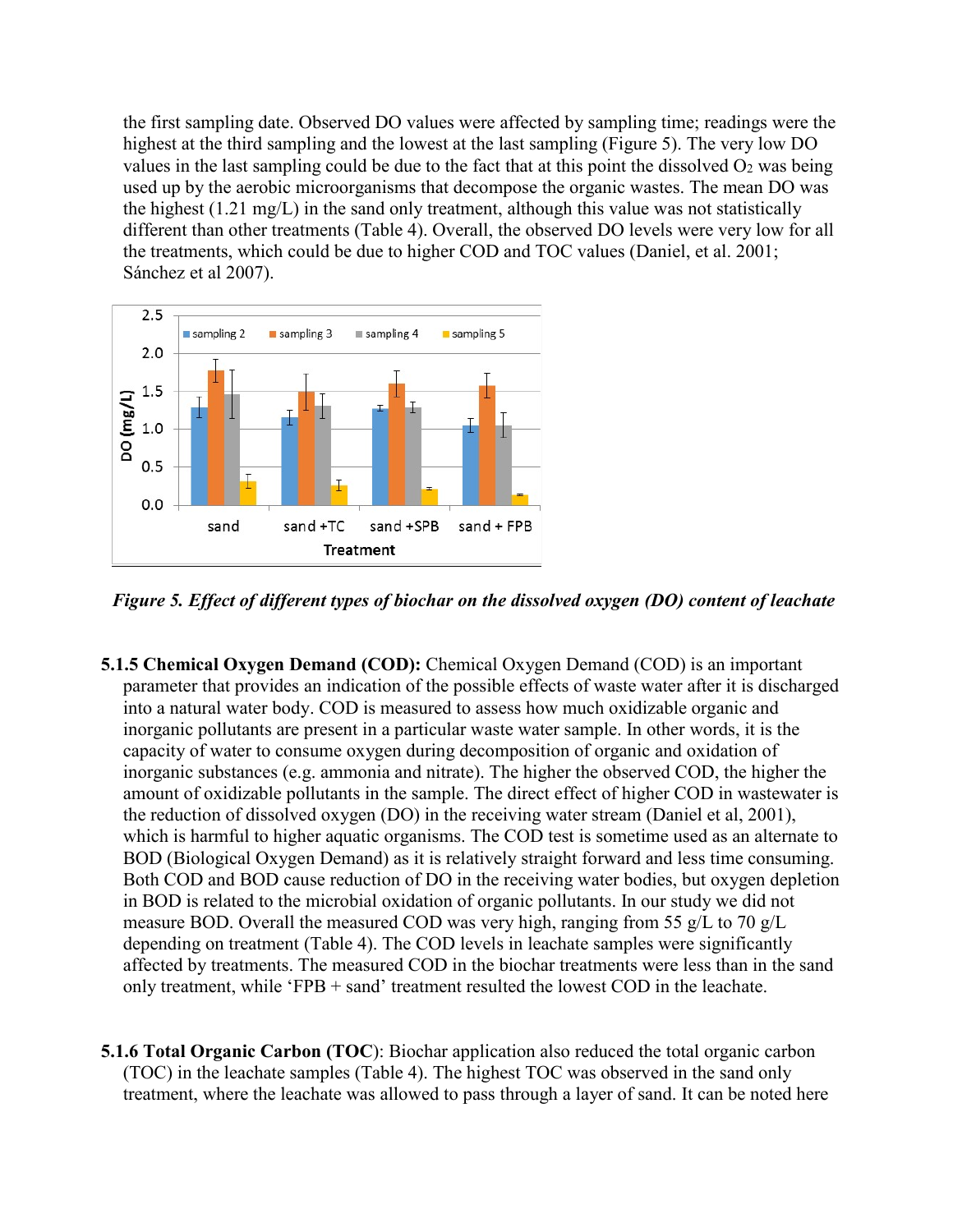the first sampling date. Observed DO values were affected by sampling time; readings were the highest at the third sampling and the lowest at the last sampling (Figure 5). The very low DO values in the last sampling could be due to the fact that at this point the dissolved $O_2$ was being used up by the aerobic microorganisms that decompose the organic wastes. The mean DO was the highest (1.21 mg/L) in the sand only treatment, although this value was not statistically different than other treatments (Table 4). Overall, the observed DO levels were very low for all the treatments, which could be due to higher COD and TOC values (Daniel, et al. 2001; Sánchez et al 2007).

*Figure 5. Effect of different types of biochar on the dissolved oxygen (DO) content of leachate*

**5.1.5 Chemical Oxygen Demand (COD):** Chemical Oxygen Demand (COD) is an important parameter that provides an indication of the possible effects of waste water after it is discharged into a natural water body. COD is measured to assess how much oxidizable organic and inorganic pollutants are present in a particular waste water sample. In other words, it is the capacity of water to consume oxygen during decomposition of organic and oxidation of inorganic substances (e.g. ammonia and nitrate). The higher the observed COD, the higher the amount of oxidizable pollutants in the sample. The direct effect of higher COD in wastewater is the reduction of dissolved oxygen (DO) in the receiving water stream (Daniel et al, 2001), which is harmful to higher aquatic organisms. The COD test is sometime used as an alternate to BOD (Biological Oxygen Demand) as it is relatively straight forward and less time consuming. Both COD and BOD cause reduction of DO in the receiving water bodies, but oxygen depletion in BOD is related to the microbial oxidation of organic pollutants. In our study we did not measure BOD. Overall the measured COD was very high, ranging from 55 g/L to 70 g/L depending on treatment (Table 4). The COD levels in leachate samples were significantly affected by treatments. The measured COD in the biochar treatments were less than in the sand only treatment, while 'FPB + sand' treatment resulted the lowest COD in the leachate.

**5.1.6 Total Organic Carbon (TOC)**: Biochar application also reduced the total organic carbon (TOC) in the leachate samples (Table 4). The highest TOC was observed in the sand only treatment, where the leachate was allowed to pass through a layer of sand. It can be noted here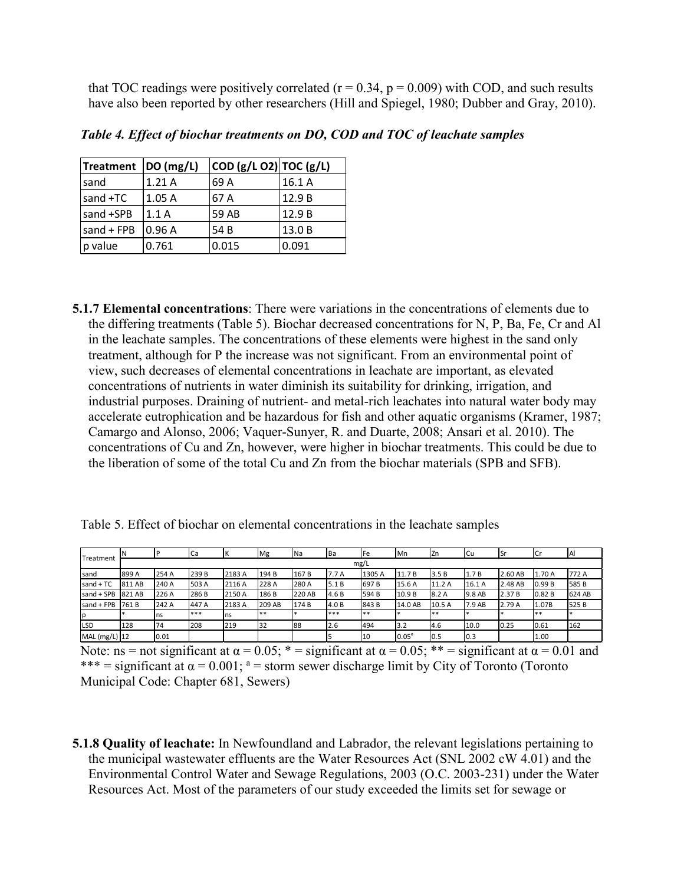that TOC readings were positively correlated ($r = 0.34$, $p = 0.009$) with COD, and such results have also been reported by other researchers (Hill and Spiegel, 1980; Dubber and Gray, 2010).

***Table 4. Effect of biochar treatments on DO, COD and TOC of leachate samples***

| Treatment | DO (mg/L) | COD (g/L O2) | TOC (g/L) |
|---|---|---|---|
| sand | 1.21 A | 69 A | 16.1 A |
| sand +TC | 1.05 A | 67 A | 12.9 B |
| sand +SPB | 1.1 A | 59 AB | 12.9 B |
| sand + FPB | 0.96 A | 54 B | 13.0 B |
| p value | 0.761 | 0.015 | 0.091 |

**5.1.7 Elemental concentrations**: There were variations in the concentrations of elements due to the differing treatments (Table 5). Biochar decreased concentrations for N, P, Ba, Fe, Cr and Al in the leachate samples. The concentrations of these elements were highest in the sand only treatment, although for P the increase was not significant. From an environmental point of view, such decreases of elemental concentrations in leachate are important, as elevated concentrations of nutrients in water diminish its suitability for drinking, irrigation, and industrial purposes. Draining of nutrient- and metal-rich leachates into natural water body may accelerate eutrophication and be hazardous for fish and other aquatic organisms (Kramer, 1987; Camargo and Alonso, 2006; Vaquer-Sunyer, R. and Duarte, 2008; Ansari et al. 2010). The concentrations of Cu and Zn, however, were higher in biochar treatments. This could be due to the liberation of some of the total Cu and Zn from the biochar materials (SPB and SFB).

Table 5. Effect of biochar on elemental concentrations in the leachate samples

| Treatment | N | P | Ca | K | Mg | Na | Ba | Fe | Mn | Zn | Cu | Sr | Cr | Al |
|---|---|---|---|---|---|---|---|---|---|---|---|---|---|---|
| | mg/L | | | | | | | | | | | | | |
| sand | 899 A | 254 A | 239 B | 2183 A | 194 B | 167 B | 7.7 A | 1305 A | 11.7 B | 3.5 B | 1.7 B | 2.60 AB | 1.70 A | 772 A |
| sand + TC | 811 AB | 240 A | 503 A | 2116 A | 228 A | 280 A | 5.1 B | 697 B | 15.6 A | 11.2 A | 16.1 A | 2.48 AB | 0.99 B | 585 B |
| sand + SPB | 821 AB | 226 A | 286 B | 2150 A | 186 B | 220 AB | 4.6 B | 594 B | 10.9 B | 8.2 A | 9.8 AB | 2.37 B | 0.82 B | 624 AB |
| sand + FPB | 761 B | 242 A | 447 A | 2183 A | 209 AB | 174 B | 4.0 B | 843 B | 14.0 AB | 10.5 A | 7.9 AB | 2.79 A | 1.07B | 525 B |
| p | * | ns | *** | ns | ** | * | *** | ** | * | ** | * | * | ** | * |
| LSD | 128 | 74 | 208 | 219 | 32 | 88 | 2.6 | 494 | 3.2 | 4.6 | 10.0 | 0.25 | 0.61 | 162 |
| MAL (mg/L) | 12 | 0.01 | | | | | 5 | 10 | 0.05[a] | 0.5 | 0.3 | | 1.00 | |

Note: ns = not significant at $\alpha = 0.05$; * = significant at $\alpha = 0.05$; ** = significant at $\alpha = 0.01$ and *** = significant at $\alpha = 0.001$; [a] = storm sewer discharge limit by City of Toronto (Toronto Municipal Code: Chapter 681, Sewers)

**5.1.8 Quality of leachate:** In Newfoundland and Labrador, the relevant legislations pertaining to the municipal wastewater effluents are the Water Resources Act (SNL 2002 cW 4.01) and the Environmental Control Water and Sewage Regulations, 2003 (O.C. 2003-231) under the Water Resources Act. Most of the parameters of our study exceeded the limits set for sewage or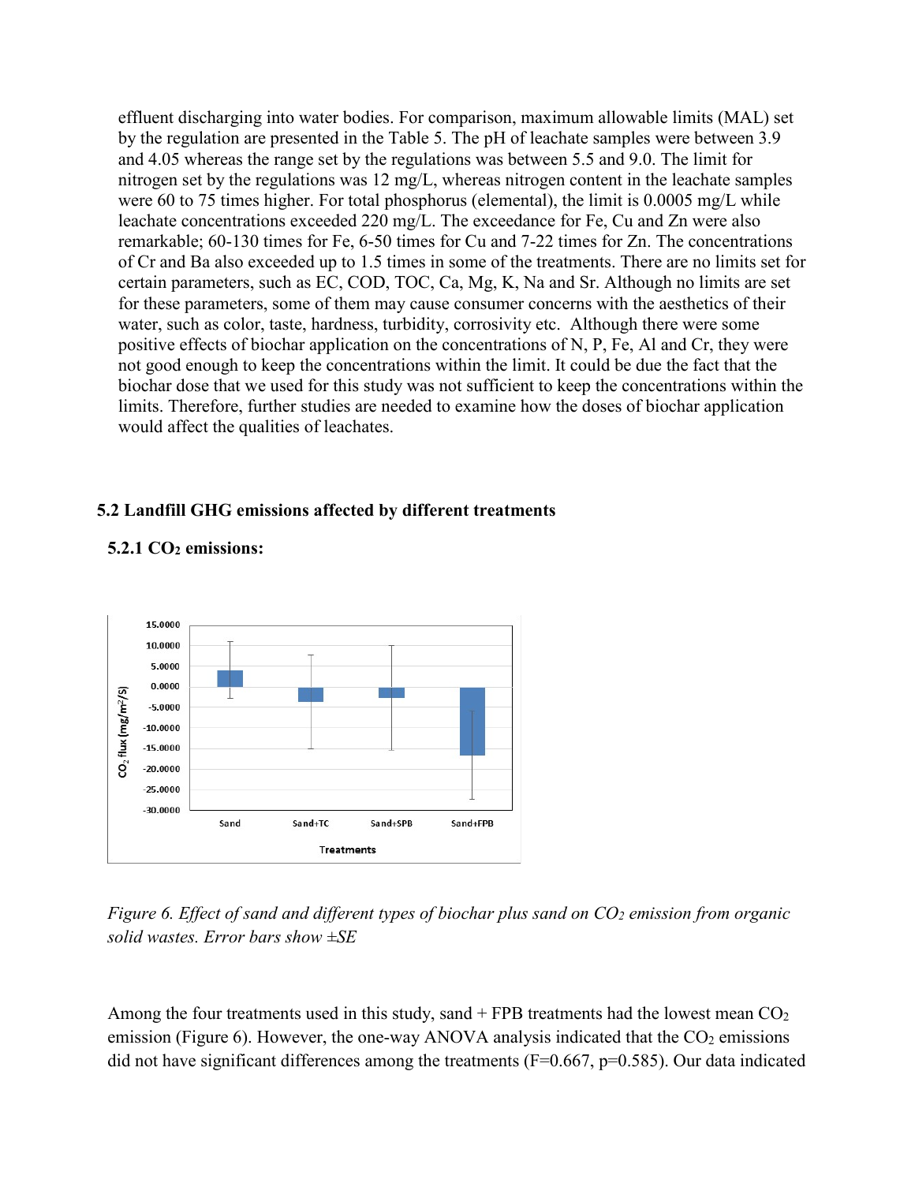effluent discharging into water bodies. For comparison, maximum allowable limits (MAL) set by the regulation are presented in the Table 5. The pH of leachate samples were between 3.9 and 4.05 whereas the range set by the regulations was between 5.5 and 9.0. The limit for nitrogen set by the regulations was 12 mg/L, whereas nitrogen content in the leachate samples were 60 to 75 times higher. For total phosphorus (elemental), the limit is 0.0005 mg/L while leachate concentrations exceeded 220 mg/L. The exceedance for Fe, Cu and Zn were also remarkable; 60-130 times for Fe, 6-50 times for Cu and 7-22 times for Zn. The concentrations of Cr and Ba also exceeded up to 1.5 times in some of the treatments. There are no limits set for certain parameters, such as EC, COD, TOC, Ca, Mg, K, Na and Sr. Although no limits are set for these parameters, some of them may cause consumer concerns with the aesthetics of their water, such as color, taste, hardness, turbidity, corrosivity etc. Although there were some positive effects of biochar application on the concentrations of N, P, Fe, Al and Cr, they were not good enough to keep the concentrations within the limit. It could be due the fact that the biochar dose that we used for this study was not sufficient to keep the concentrations within the limits. Therefore, further studies are needed to examine how the doses of biochar application would affect the qualities of leachates.

## 5.2 Landfill GHG emissions affected by different treatments

### 5.2.1 $CO_2$ emissions:

*Figure 6. Effect of sand and different types of biochar plus sand on $CO_2$ emission from organic solid wastes. Error bars show ±SE*

Among the four treatments used in this study, sand + FPB treatments had the lowest mean $CO_2$ emission (Figure 6). However, the one-way ANOVA analysis indicated that the $CO_2$ emissions did not have significant differences among the treatments ($F=0.667$, $p=0.585$). Our data indicated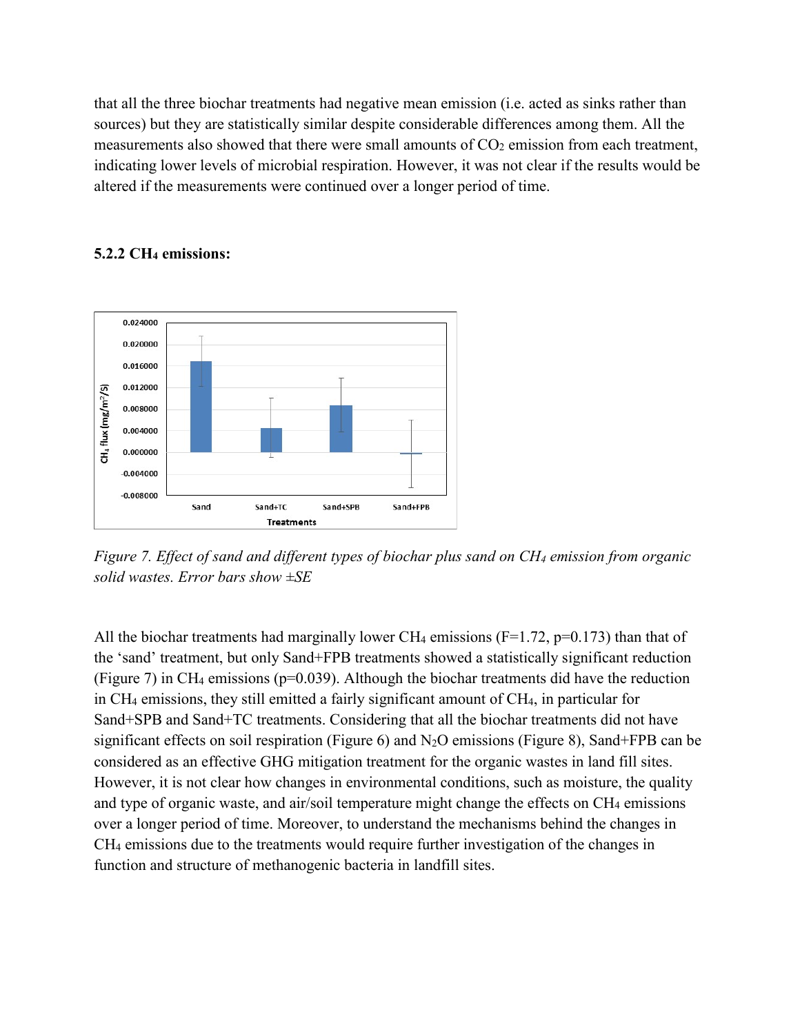that all the three biochar treatments had negative mean emission (i.e. acted as sinks rather than sources) but they are statistically similar despite considerable differences among them. All the measurements also showed that there were small amounts of $CO_2$ emission from each treatment, indicating lower levels of microbial respiration. However, it was not clear if the results would be altered if the measurements were continued over a longer period of time.

### 5.2.2 $CH_4$ emissions:

*Figure 7. Effect of sand and different types of biochar plus sand on $CH_4$ emission from organic solid wastes. Error bars show ±SE*

All the biochar treatments had marginally lower $CH_4$ emissions ($F=1.72$, $p=0.173$) than that of the 'sand' treatment, but only Sand+FPB treatments showed a statistically significant reduction (Figure 7) in $CH_4$ emissions ($p=0.039$). Although the biochar treatments did have the reduction in $CH_4$ emissions, they still emitted a fairly significant amount of $CH_4$, in particular for Sand+SPB and Sand+TC treatments. Considering that all the biochar treatments did not have significant effects on soil respiration (Figure 6) and $N_2O$ emissions (Figure 8), Sand+FPB can be considered as an effective GHG mitigation treatment for the organic wastes in land fill sites. However, it is not clear how changes in environmental conditions, such as moisture, the quality and type of organic waste, and air/soil temperature might change the effects on $CH_4$ emissions over a longer period of time. Moreover, to understand the mechanisms behind the changes in $CH_4$ emissions due to the treatments would require further investigation of the changes in function and structure of methanogenic bacteria in landfill sites.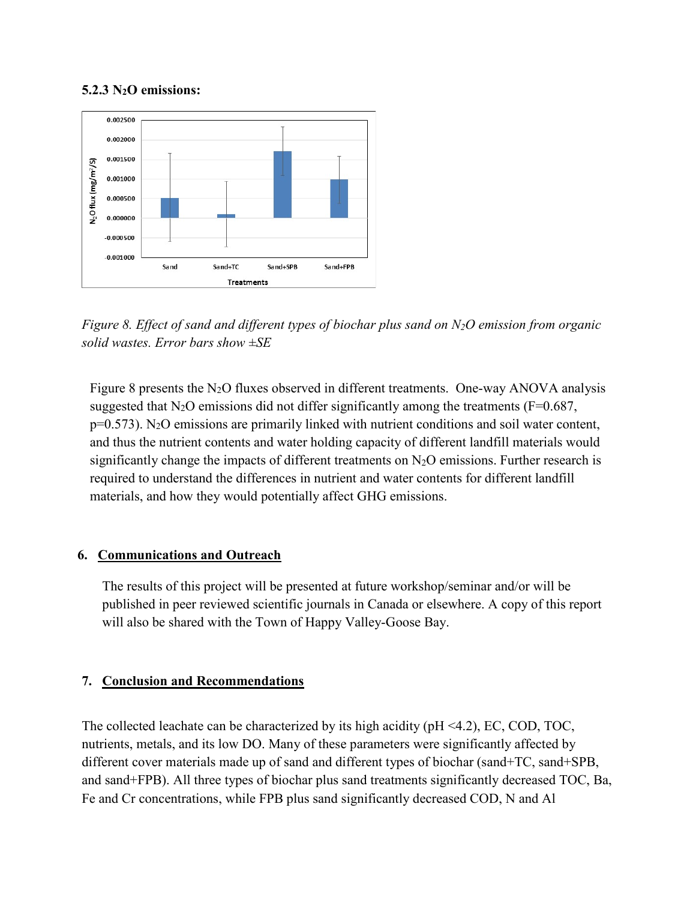### 5.2.3 $N_2O$ emissions:

*Figure 8. Effect of sand and different types of biochar plus sand on $N_2O$ emission from organic solid wastes. Error bars show ±SE*

Figure 8 presents the $N_2O$ fluxes observed in different treatments. One-way ANOVA analysis suggested that $N_2O$ emissions did not differ significantly among the treatments ($F=0.687$, $p=0.573$). $N_2O$ emissions are primarily linked with nutrient conditions and soil water content, and thus the nutrient contents and water holding capacity of different landfill materials would significantly change the impacts of different treatments on $N_2O$ emissions. Further research is required to understand the differences in nutrient and water contents for different landfill materials, and how they would potentially affect GHG emissions.

## 6. Communications and Outreach

The results of this project will be presented at future workshop/seminar and/or will be published in peer reviewed scientific journals in Canada or elsewhere. A copy of this report will also be shared with the Town of Happy Valley-Goose Bay.

## 7. Conclusion and Recommendations

The collected leachate can be characterized by its high acidity (pH <4.2), EC, COD, TOC, nutrients, metals, and its low DO. Many of these parameters were significantly affected by different cover materials made up of sand and different types of biochar (sand+TC, sand+SPB, and sand+FPB). All three types of biochar plus sand treatments significantly decreased TOC, Ba, Fe and Cr concentrations, while FPB plus sand significantly decreased COD, N and Al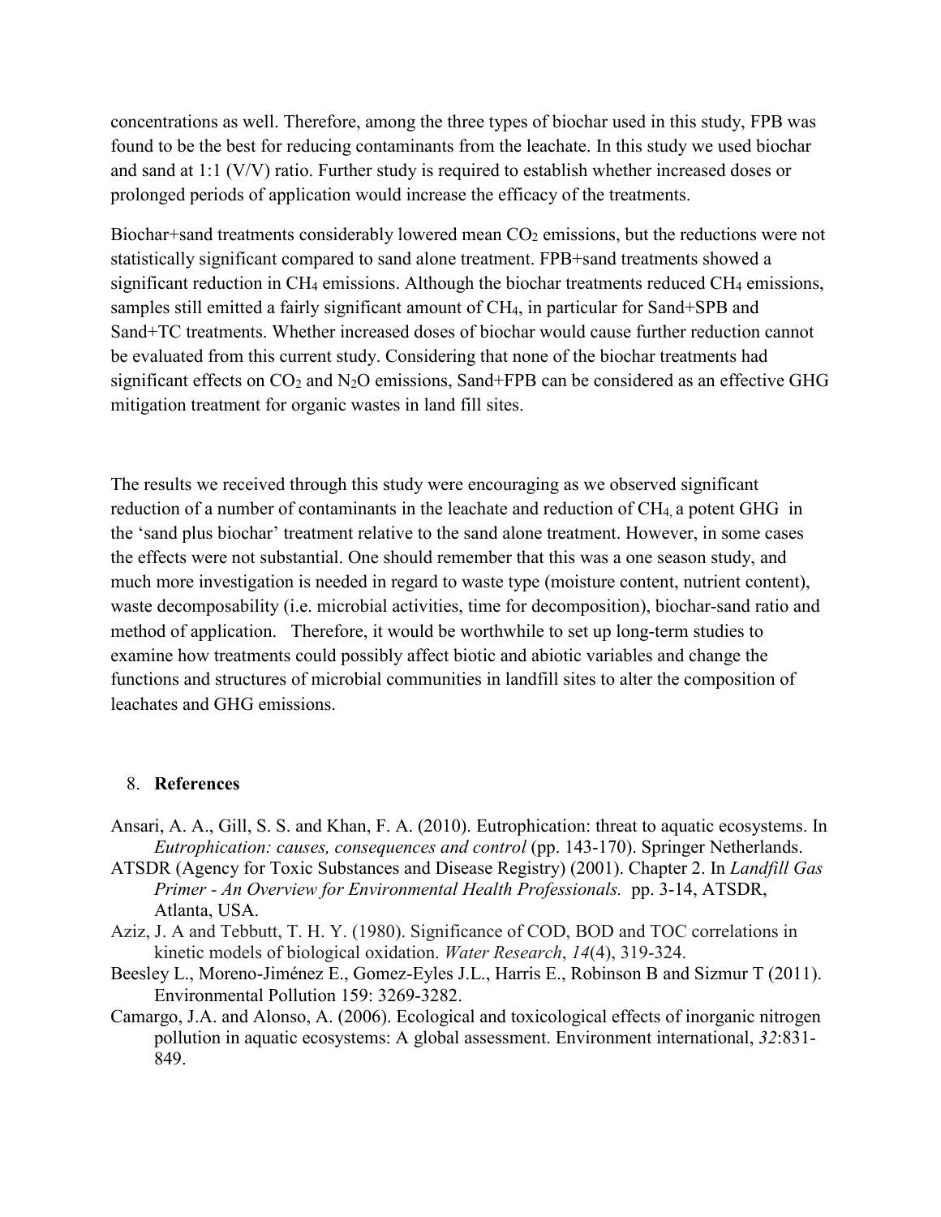concentrations as well. Therefore, among the three types of biochar used in this study, FPB was found to be the best for reducing contaminants from the leachate. In this study we used biochar and sand at 1:1 (V/V) ratio. Further study is required to establish whether increased doses or prolonged periods of application would increase the efficacy of the treatments.

Biochar+sand treatments considerably lowered mean $CO_2$ emissions, but the reductions were not statistically significant compared to sand alone treatment. FPB+sand treatments showed a significant reduction in $CH_4$ emissions. Although the biochar treatments reduced $CH_4$ emissions, samples still emitted a fairly significant amount of $CH_4$, in particular for Sand+SPB and Sand+TC treatments. Whether increased doses of biochar would cause further reduction cannot be evaluated from this current study. Considering that none of the biochar treatments had significant effects on $CO_2$ and $N_2O$ emissions, Sand+FPB can be considered as an effective GHG mitigation treatment for organic wastes in land fill sites.

The results we received through this study were encouraging as we observed significant reduction of a number of contaminants in the leachate and reduction of $CH_4$, a potent GHG in the 'sand plus biochar' treatment relative to the sand alone treatment. However, in some cases the effects were not substantial. One should remember that this was a one season study, and much more investigation is needed in regard to waste type (moisture content, nutrient content), waste decomposability (i.e. microbial activities, time for decomposition), biochar-sand ratio and method of application. Therefore, it would be worthwhile to set up long-term studies to examine how treatments could possibly affect biotic and abiotic variables and change the functions and structures of microbial communities in landfill sites to alter the composition of leachates and GHG emissions.

## 8. **References**

Ansari, A. A., Gill, S. S. and Khan, F. A. (2010). Eutrophication: threat to aquatic ecosystems. In *Eutrophication: causes, consequences and control* (pp. 143-170). Springer Netherlands.

ATSDR (Agency for Toxic Substances and Disease Registry) (2001). Chapter 2. In *Landfill Gas Primer - An Overview for Environmental Health Professionals.* pp. 3-14, ATSDR, Atlanta, USA.

Aziz, J. A and Tebbutt, T. H. Y. (1980). Significance of COD, BOD and TOC correlations in kinetic models of biological oxidation. *Water Research*, *14*(4), 319-324.

Beesley L., Moreno-Jiménez E., Gomez-Eyles J.L., Harris E., Robinson B and Sizmur T (2011). Environmental Pollution 159: 3269-3282.

Camargo, J.A. and Alonso, A. (2006). Ecological and toxicological effects of inorganic nitrogen pollution in aquatic ecosystems: A global assessment. Environment international, *32*:831-849.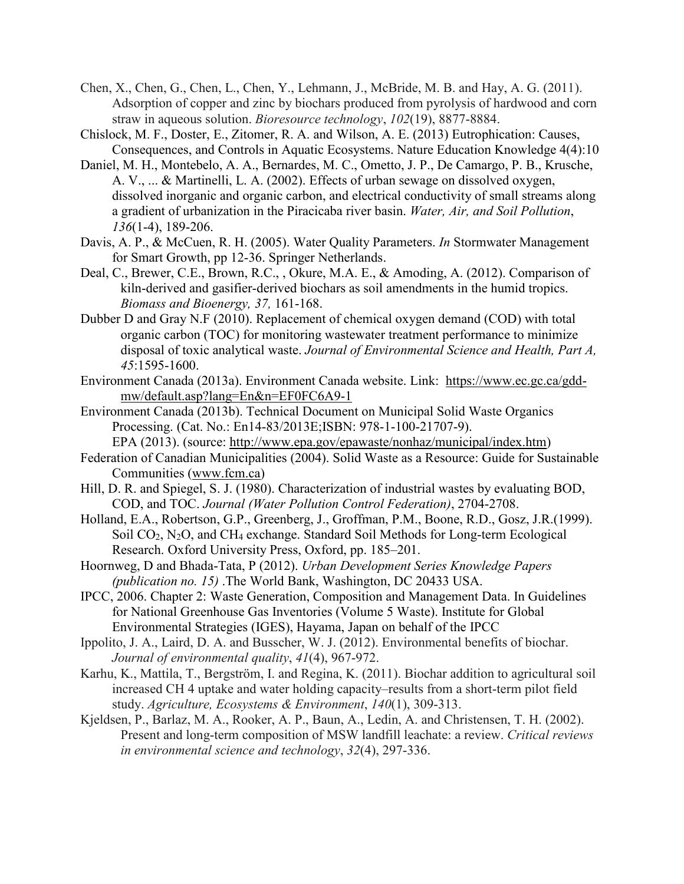Chen, X., Chen, G., Chen, L., Chen, Y., Lehmann, J., McBride, M. B. and Hay, A. G. (2011). Adsorption of copper and zinc by biochars produced from pyrolysis of hardwood and corn straw in aqueous solution. *Bioresource technology*, *102*(19), 8877-8884.

Chislock, M. F., Doster, E., Zitomer, R. A. and Wilson, A. E. (2013) Eutrophication: Causes, Consequences, and Controls in Aquatic Ecosystems. Nature Education Knowledge 4(4):10

Daniel, M. H., Montebelo, A. A., Bernardes, M. C., Ometto, J. P., De Camargo, P. B., Krusche, A. V., ... & Martinelli, L. A. (2002). Effects of urban sewage on dissolved oxygen, dissolved inorganic and organic carbon, and electrical conductivity of small streams along a gradient of urbanization in the Piracicaba river basin. *Water, Air, and Soil Pollution*, *136*(1-4), 189-206.

Davis, A. P., & McCuen, R. H. (2005). Water Quality Parameters. *In* Stormwater Management for Smart Growth, pp 12-36. Springer Netherlands.

Deal, C., Brewer, C.E., Brown, R.C., , Okure, M.A. E., & Amoding, A. (2012). Comparison of kiln-derived and gasifier-derived biochars as soil amendments in the humid tropics. *Biomass and Bioenergy, 37,* 161-168.

Dubber D and Gray N.F (2010). Replacement of chemical oxygen demand (COD) with total organic carbon (TOC) for monitoring wastewater treatment performance to minimize disposal of toxic analytical waste. *Journal of Environmental Science and Health, Part A, 45*:1595-1600.

Environment Canada (2013a). Environment Canada website. Link: https://www.ec.gc.ca/gdd-mw/default.asp?lang=En&n=EF0FC6A9-1

Environment Canada (2013b). Technical Document on Municipal Solid Waste Organics Processing. (Cat. No.: En14-83/2013E;ISBN: 978-1-100-21707-9).
EPA (2013). (source: http://www.epa.gov/epawaste/nonhaz/municipal/index.htm)

Federation of Canadian Municipalities (2004). Solid Waste as a Resource: Guide for Sustainable Communities (www.fcm.ca)

Hill, D. R. and Spiegel, S. J. (1980). Characterization of industrial wastes by evaluating BOD, COD, and TOC. *Journal (Water Pollution Control Federation)*, 2704-2708.

Holland, E.A., Robertson, G.P., Greenberg, J., Groffman, P.M., Boone, R.D., Gosz, J.R.(1999). Soil $CO_2$, $N_2O$, and $CH_4$ exchange. Standard Soil Methods for Long-term Ecological Research. Oxford University Press, Oxford, pp. 185–201.

Hoornweg, D and Bhada-Tata, P (2012). *Urban Development Series Knowledge Papers (publication no. 15)* .The World Bank, Washington, DC 20433 USA.

IPCC, 2006. Chapter 2: Waste Generation, Composition and Management Data. In Guidelines for National Greenhouse Gas Inventories (Volume 5 Waste). Institute for Global Environmental Strategies (IGES), Hayama, Japan on behalf of the IPCC

Ippolito, J. A., Laird, D. A. and Busscher, W. J. (2012). Environmental benefits of biochar. *Journal of environmental quality*, *41*(4), 967-972.

Karhu, K., Mattila, T., Bergström, I. and Regina, K. (2011). Biochar addition to agricultural soil increased CH 4 uptake and water holding capacity–results from a short-term pilot field study. *Agriculture, Ecosystems & Environment*, *140*(1), 309-313.

Kjeldsen, P., Barlaz, M. A., Rooker, A. P., Baun, A., Ledin, A. and Christensen, T. H. (2002). Present and long-term composition of MSW landfill leachate: a review. *Critical reviews in environmental science and technology*, *32*(4), 297-336.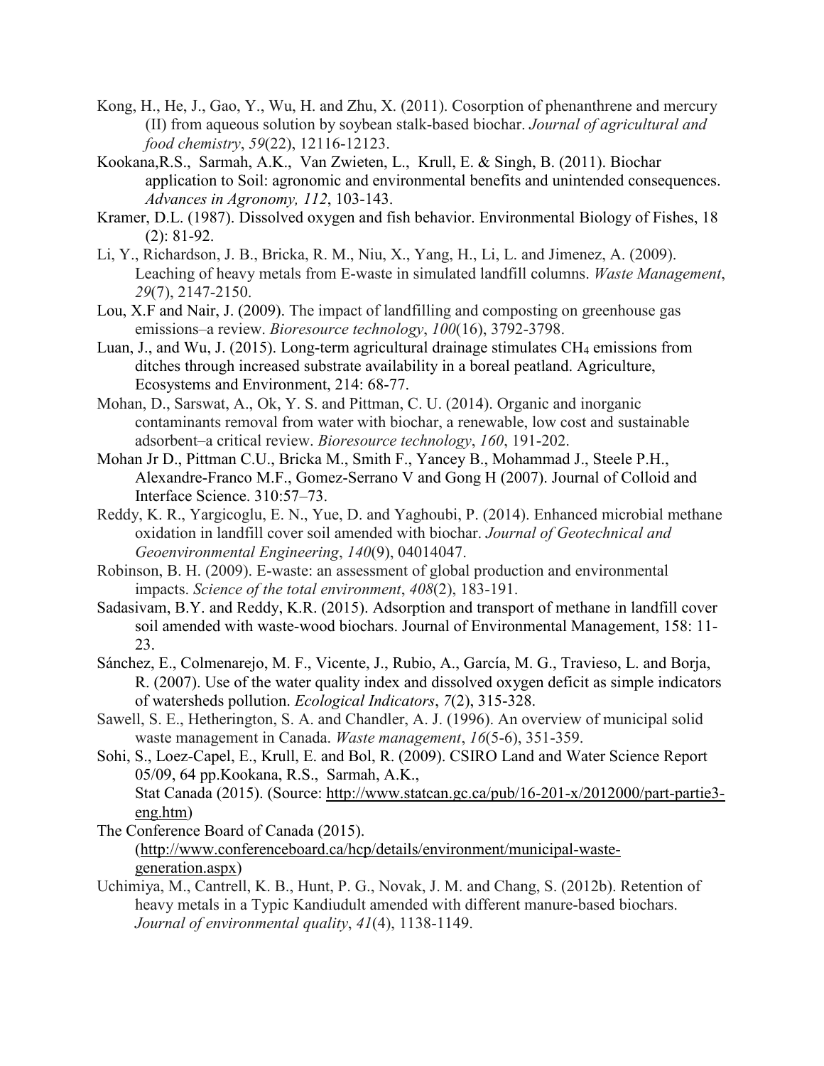Kong, H., He, J., Gao, Y., Wu, H. and Zhu, X. (2011). Cosorption of phenanthrene and mercury (II) from aqueous solution by soybean stalk-based biochar. *Journal of agricultural and food chemistry*, *59*(22), 12116-12123.

Kookana,R.S., Sarmah, A.K., Van Zwieten, L., Krull, E. & Singh, B. (2011). Biochar application to Soil: agronomic and environmental benefits and unintended consequences. *Advances in Agronomy, 112*, 103-143.

Kramer, D.L. (1987). Dissolved oxygen and fish behavior. Environmental Biology of Fishes, 18 (2): 81-92.

Li, Y., Richardson, J. B., Bricka, R. M., Niu, X., Yang, H., Li, L. and Jimenez, A. (2009). Leaching of heavy metals from E-waste in simulated landfill columns. *Waste Management*, *29*(7), 2147-2150.

Lou, X.F and Nair, J. (2009). The impact of landfilling and composting on greenhouse gas emissions–a review. *Bioresource technology*, *100*(16), 3792-3798.

Luan, J., and Wu, J. (2015). Long-term agricultural drainage stimulates $CH_4$ emissions from ditches through increased substrate availability in a boreal peatland. Agriculture, Ecosystems and Environment, 214: 68-77.

Mohan, D., Sarswat, A., Ok, Y. S. and Pittman, C. U. (2014). Organic and inorganic contaminants removal from water with biochar, a renewable, low cost and sustainable adsorbent–a critical review. *Bioresource technology*, *160*, 191-202.

Mohan Jr D., Pittman C.U., Bricka M., Smith F., Yancey B., Mohammad J., Steele P.H., Alexandre-Franco M.F., Gomez-Serrano V and Gong H (2007). Journal of Colloid and Interface Science. 310:57–73.

Reddy, K. R., Yargicoglu, E. N., Yue, D. and Yaghoubi, P. (2014). Enhanced microbial methane oxidation in landfill cover soil amended with biochar. *Journal of Geotechnical and Geoenvironmental Engineering*, *140*(9), 04014047.

Robinson, B. H. (2009). E-waste: an assessment of global production and environmental impacts. *Science of the total environment*, *408*(2), 183-191.

Sadasivam, B.Y. and Reddy, K.R. (2015). Adsorption and transport of methane in landfill cover soil amended with waste-wood biochars. Journal of Environmental Management, 158: 11-23.

Sánchez, E., Colmenarejo, M. F., Vicente, J., Rubio, A., García, M. G., Travieso, L. and Borja, R. (2007). Use of the water quality index and dissolved oxygen deficit as simple indicators of watersheds pollution. *Ecological Indicators*, *7*(2), 315-328.

Sawell, S. E., Hetherington, S. A. and Chandler, A. J. (1996). An overview of municipal solid waste management in Canada. *Waste management*, *16*(5-6), 351-359.

Sohi, S., Loez-Capel, E., Krull, E. and Bol, R. (2009). CSIRO Land and Water Science Report 05/09, 64 pp.Kookana, R.S., Sarmah, A.K.,
Stat Canada (2015). (Source: http://www.statcan.gc.ca/pub/16-201-x/2012000/part-partie3-eng.htm)

The Conference Board of Canada (2015). (http://www.conferenceboard.ca/hcp/details/environment/municipal-waste-generation.aspx)

Uchimiya, M., Cantrell, K. B., Hunt, P. G., Novak, J. M. and Chang, S. (2012b). Retention of heavy metals in a Typic Kandiudult amended with different manure-based biochars. *Journal of environmental quality*, *41*(4), 1138-1149.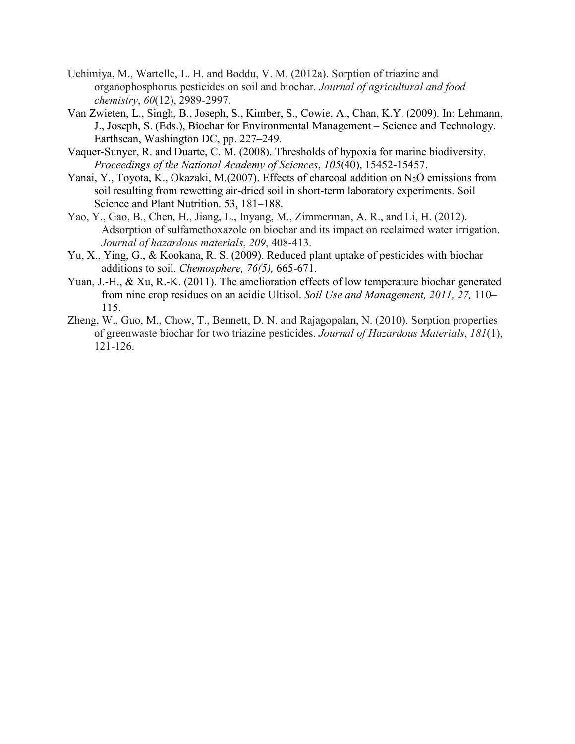Uchimiya, M., Wartelle, L. H. and Boddu, V. M. (2012a). Sorption of triazine and organophosphorus pesticides on soil and biochar. *Journal of agricultural and food chemistry*, *60*(12), 2989-2997.

Van Zwieten, L., Singh, B., Joseph, S., Kimber, S., Cowie, A., Chan, K.Y. (2009). In: Lehmann, J., Joseph, S. (Eds.), Biochar for Environmental Management – Science and Technology. Earthscan, Washington DC, pp. 227–249.

Vaquer-Sunyer, R. and Duarte, C. M. (2008). Thresholds of hypoxia for marine biodiversity. *Proceedings of the National Academy of Sciences*, *105*(40), 15452-15457.

Yanai, Y., Toyota, K., Okazaki, M.(2007). Effects of charcoal addition on $N_2O$ emissions from soil resulting from rewetting air-dried soil in short-term laboratory experiments. Soil Science and Plant Nutrition. 53, 181–188.

Yao, Y., Gao, B., Chen, H., Jiang, L., Inyang, M., Zimmerman, A. R., and Li, H. (2012). Adsorption of sulfamethoxazole on biochar and its impact on reclaimed water irrigation. *Journal of hazardous materials*, *209*, 408-413.

Yu, X., Ying, G., & Kookana, R. S. (2009). Reduced plant uptake of pesticides with biochar additions to soil. *Chemosphere, 76(5),* 665-671.

Yuan, J.-H., & Xu, R.-K. (2011). The amelioration effects of low temperature biochar generated from nine crop residues on an acidic Ultisol. *Soil Use and Management, 2011, 27,* 110–115.

Zheng, W., Guo, M., Chow, T., Bennett, D. N. and Rajagopalan, N. (2010). Sorption properties of greenwaste biochar for two triazine pesticides. *Journal of Hazardous Materials*, *181*(1), 121-126.